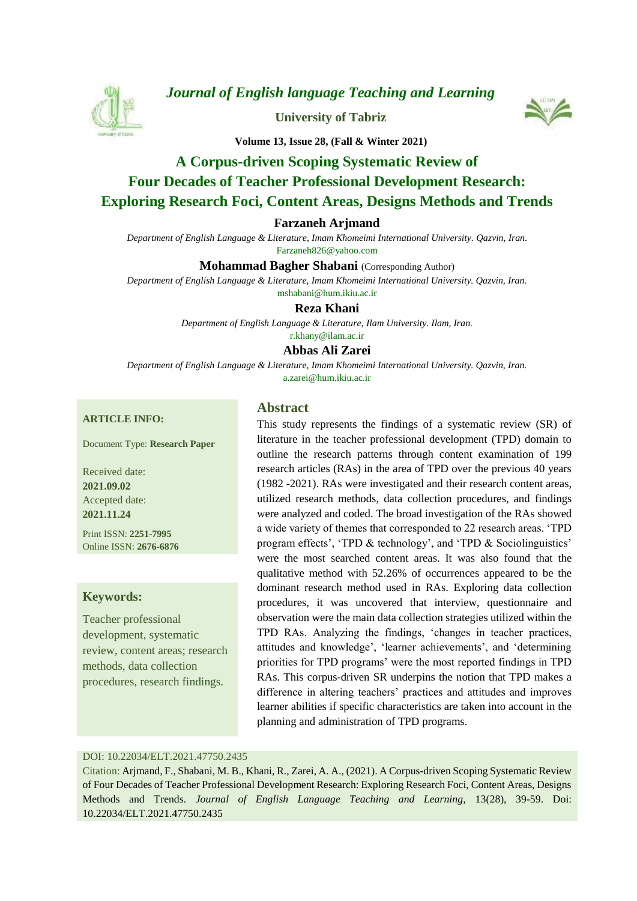*Journal of English language Teaching and Learning*

**University of Tabriz**

**Volume 13, Issue 28, (Fall & Winter 2021)**

# A Corpus-driven Scoping Systematic Review of Four Decades of Teacher Professional Development Research: Exploring Research Foci, Content Areas, Designs Methods and Trends

**Farzaneh Arjmand**

*Department of English Language & Literature, Imam Khomeimi International University. Qazvin, Iran.*
Farzaneh826@yahoo.com

**Mohammad Bagher Shabani** (Corresponding Author)

*Department of English Language & Literature, Imam Khomeimi International University. Qazvin, Iran.*
mshabani@hum.ikiu.ac.ir

**Reza Khani**

*Department of English Language & Literature, Ilam University. Ilam, Iran.*
r.khany@ilam.ac.ir

**Abbas Ali Zarei**

*Department of English Language & Literature, Imam Khomeimi International University. Qazvin, Iran.*
a.zarei@hum.ikiu.ac.ir

**ARTICLE INFO:**

Document Type: **Research Paper**

Received date: **2021.09.02**
Accepted date: **2021.11.24**

Print ISSN: **2251-7995**
Online ISSN: **2676-6876**

**Keywords:**

Teacher professional development, systematic review, content areas; research methods, data collection procedures, research findings.

## Abstract

This study represents the findings of a systematic review (SR) of literature in the teacher professional development (TPD) domain to outline the research patterns through content examination of 199 research articles (RAs) in the area of TPD over the previous 40 years (1982 -2021). RAs were investigated and their research content areas, utilized research methods, data collection procedures, and findings were analyzed and coded. The broad investigation of the RAs showed a wide variety of themes that corresponded to 22 research areas. 'TPD program effects', 'TPD & technology', and 'TPD & Sociolinguistics' were the most searched content areas. It was also found that the qualitative method with 52.26% of occurrences appeared to be the dominant research method used in RAs. Exploring data collection procedures, it was uncovered that interview, questionnaire and observation were the main data collection strategies utilized within the TPD RAs. Analyzing the findings, 'changes in teacher practices, attitudes and knowledge', 'learner achievements', and 'determining priorities for TPD programs' were the most reported findings in TPD RAs. This corpus-driven SR underpins the notion that TPD makes a difference in altering teachers' practices and attitudes and improves learner abilities if specific characteristics are taken into account in the planning and administration of TPD programs.

DOI: 10.22034/ELT.2021.47750.2435

Citation: Arjmand, F., Shabani, M. B., Khani, R., Zarei, A. A., (2021). A Corpus-driven Scoping Systematic Review of Four Decades of Teacher Professional Development Research: Exploring Research Foci, Content Areas, Designs Methods and Trends. *Journal of English Language Teaching and Learning,* 13(28), 39-59. Doi: 10.22034/ELT.2021.47750.2435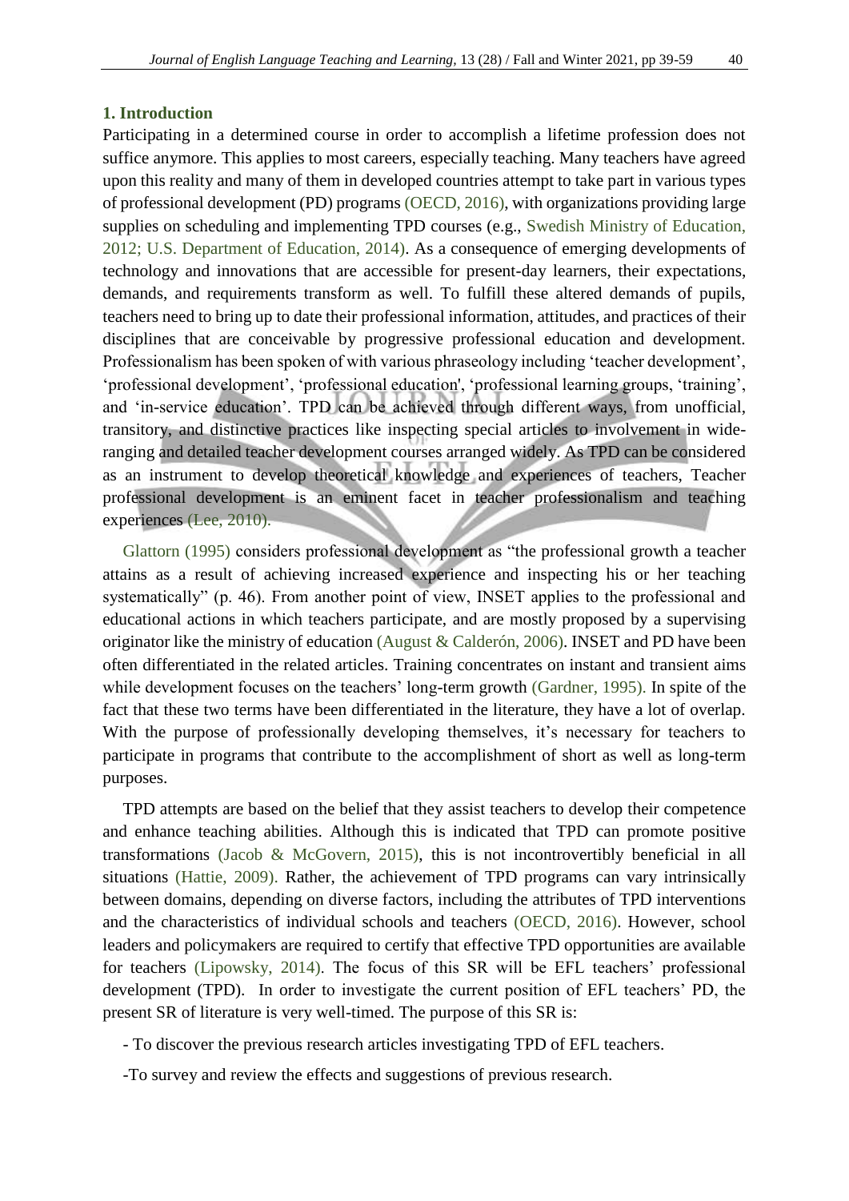## 1. Introduction

Participating in a determined course in order to accomplish a lifetime profession does not suffice anymore. This applies to most careers, especially teaching. Many teachers have agreed upon this reality and many of them in developed countries attempt to take part in various types of professional development (PD) programs (OECD, 2016), with organizations providing large supplies on scheduling and implementing TPD courses (e.g., Swedish Ministry of Education, 2012; U.S. Department of Education, 2014). As a consequence of emerging developments of technology and innovations that are accessible for present-day learners, their expectations, demands, and requirements transform as well. To fulfill these altered demands of pupils, teachers need to bring up to date their professional information, attitudes, and practices of their disciplines that are conceivable by progressive professional education and development. Professionalism has been spoken of with various phraseology including 'teacher development', 'professional development', 'professional education', 'professional learning groups, 'training', and 'in-service education'. TPD can be achieved through different ways, from unofficial, transitory, and distinctive practices like inspecting special articles to involvement in wide-ranging and detailed teacher development courses arranged widely. As TPD can be considered as an instrument to develop theoretical knowledge and experiences of teachers, Teacher professional development is an eminent facet in teacher professionalism and teaching experiences (Lee, 2010).

Glattorn (1995) considers professional development as "the professional growth a teacher attains as a result of achieving increased experience and inspecting his or her teaching systematically" (p. 46). From another point of view, INSET applies to the professional and educational actions in which teachers participate, and are mostly proposed by a supervising originator like the ministry of education (August & Calderón, 2006). INSET and PD have been often differentiated in the related articles. Training concentrates on instant and transient aims while development focuses on the teachers' long-term growth (Gardner, 1995). In spite of the fact that these two terms have been differentiated in the literature, they have a lot of overlap. With the purpose of professionally developing themselves, it's necessary for teachers to participate in programs that contribute to the accomplishment of short as well as long-term purposes.

TPD attempts are based on the belief that they assist teachers to develop their competence and enhance teaching abilities. Although this is indicated that TPD can promote positive transformations (Jacob & McGovern, 2015), this is not incontrovertibly beneficial in all situations (Hattie, 2009). Rather, the achievement of TPD programs can vary intrinsically between domains, depending on diverse factors, including the attributes of TPD interventions and the characteristics of individual schools and teachers (OECD, 2016). However, school leaders and policymakers are required to certify that effective TPD opportunities are available for teachers (Lipowsky, 2014). The focus of this SR will be EFL teachers' professional development (TPD). In order to investigate the current position of EFL teachers' PD, the present SR of literature is very well-timed. The purpose of this SR is:

- To discover the previous research articles investigating TPD of EFL teachers.

-To survey and review the effects and suggestions of previous research.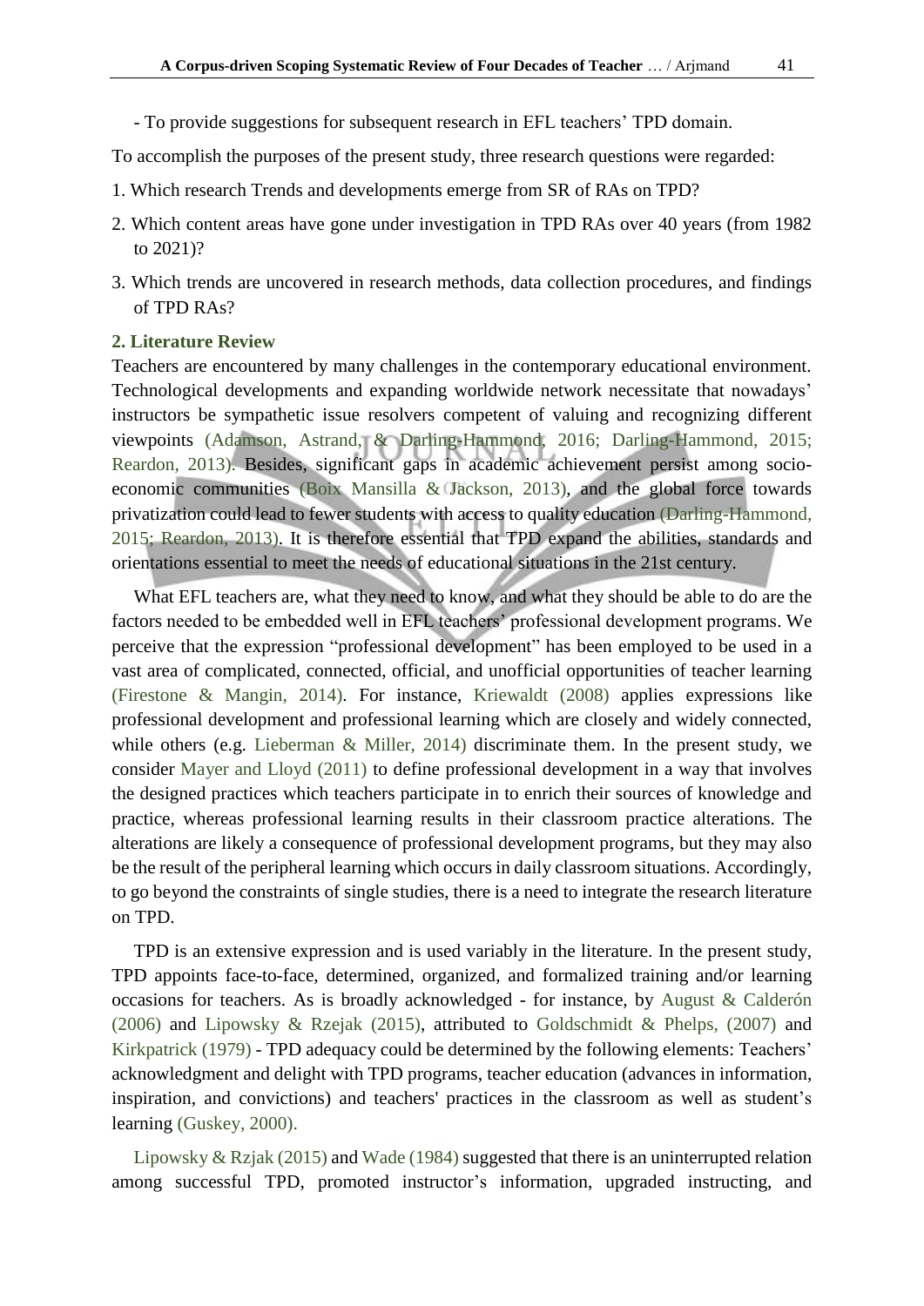- To provide suggestions for subsequent research in EFL teachers' TPD domain.

To accomplish the purposes of the present study, three research questions were regarded:

1. Which research Trends and developments emerge from SR of RAs on TPD?
2. Which content areas have gone under investigation in TPD RAs over 40 years (from 1982 to 2021)?
3. Which trends are uncovered in research methods, data collection procedures, and findings of TPD RAs?

## 2. Literature Review

Teachers are encountered by many challenges in the contemporary educational environment. Technological developments and expanding worldwide network necessitate that nowadays' instructors be sympathetic issue resolvers competent of valuing and recognizing different viewpoints (Adamson, Astrand, & Darling-Hammond, 2016; Darling-Hammond, 2015; Reardon, 2013). Besides, significant gaps in academic achievement persist among socio-economic communities (Boix Mansilla & Jackson, 2013), and the global force towards privatization could lead to fewer students with access to quality education (Darling-Hammond, 2015; Reardon, 2013). It is therefore essential that TPD expand the abilities, standards and orientations essential to meet the needs of educational situations in the 21st century.

What EFL teachers are, what they need to know, and what they should be able to do are the factors needed to be embedded well in EFL teachers' professional development programs. We perceive that the expression "professional development" has been employed to be used in a vast area of complicated, connected, official, and unofficial opportunities of teacher learning (Firestone & Mangin, 2014). For instance, Kriewaldt (2008) applies expressions like professional development and professional learning which are closely and widely connected, while others (e.g. Lieberman & Miller, 2014) discriminate them. In the present study, we consider Mayer and Lloyd (2011) to define professional development in a way that involves the designed practices which teachers participate in to enrich their sources of knowledge and practice, whereas professional learning results in their classroom practice alterations. The alterations are likely a consequence of professional development programs, but they may also be the result of the peripheral learning which occurs in daily classroom situations. Accordingly, to go beyond the constraints of single studies, there is a need to integrate the research literature on TPD.

TPD is an extensive expression and is used variably in the literature. In the present study, TPD appoints face-to-face, determined, organized, and formalized training and/or learning occasions for teachers. As is broadly acknowledged - for instance, by August & Calderón (2006) and Lipowsky & Rzejak (2015), attributed to Goldschmidt & Phelps, (2007) and Kirkpatrick (1979) - TPD adequacy could be determined by the following elements: Teachers' acknowledgment and delight with TPD programs, teacher education (advances in information, inspiration, and convictions) and teachers' practices in the classroom as well as student's learning (Guskey, 2000).

Lipowsky & Rzjak (2015) and Wade (1984) suggested that there is an uninterrupted relation among successful TPD, promoted instructor's information, upgraded instructing, and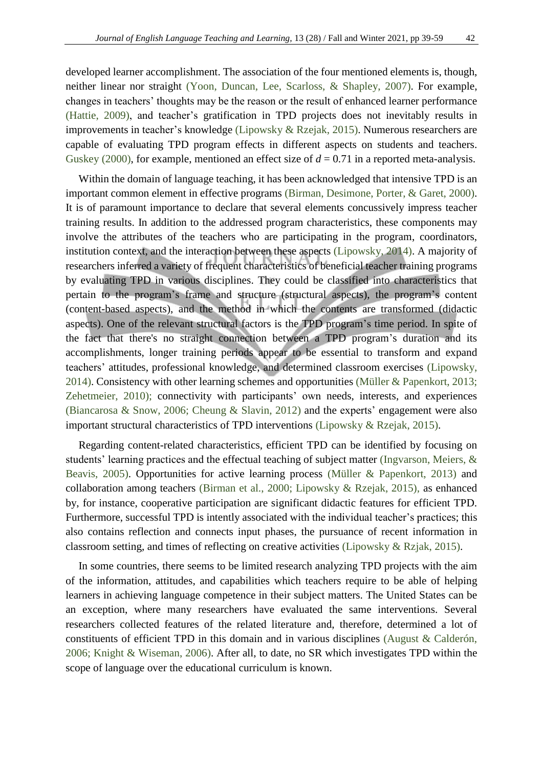developed learner accomplishment. The association of the four mentioned elements is, though, neither linear nor straight (Yoon, Duncan, Lee, Scarloss, & Shapley, 2007). For example, changes in teachers' thoughts may be the reason or the result of enhanced learner performance (Hattie, 2009), and teacher's gratification in TPD projects does not inevitably results in improvements in teacher's knowledge (Lipowsky & Rzejak, 2015). Numerous researchers are capable of evaluating TPD program effects in different aspects on students and teachers. Guskey (2000), for example, mentioned an effect size of $d = 0.71$ in a reported meta-analysis.

Within the domain of language teaching, it has been acknowledged that intensive TPD is an important common element in effective programs (Birman, Desimone, Porter, & Garet, 2000). It is of paramount importance to declare that several elements concussively impress teacher training results. In addition to the addressed program characteristics, these components may involve the attributes of the teachers who are participating in the program, coordinators, institution context, and the interaction between these aspects (Lipowsky, 2014). A majority of researchers inferred a variety of frequent characteristics of beneficial teacher training programs by evaluating TPD in various disciplines. They could be classified into characteristics that pertain to the program's frame and structure (structural aspects), the program's content (content-based aspects), and the method in which the contents are transformed (didactic aspects). One of the relevant structural factors is the TPD program's time period. In spite of the fact that there's no straight connection between a TPD program's duration and its accomplishments, longer training periods appear to be essential to transform and expand teachers' attitudes, professional knowledge, and determined classroom exercises (Lipowsky, 2014). Consistency with other learning schemes and opportunities (Müller & Papenkort, 2013; Zehetmeier, 2010); connectivity with participants' own needs, interests, and experiences (Biancarosa & Snow, 2006; Cheung & Slavin, 2012) and the experts' engagement were also important structural characteristics of TPD interventions (Lipowsky & Rzejak, 2015).

Regarding content-related characteristics, efficient TPD can be identified by focusing on students' learning practices and the effectual teaching of subject matter (Ingvarson, Meiers, & Beavis, 2005). Opportunities for active learning process (Müller & Papenkort, 2013) and collaboration among teachers (Birman et al., 2000; Lipowsky & Rzejak, 2015), as enhanced by, for instance, cooperative participation are significant didactic features for efficient TPD. Furthermore, successful TPD is intently associated with the individual teacher's practices; this also contains reflection and connects input phases, the pursuance of recent information in classroom setting, and times of reflecting on creative activities (Lipowsky & Rzjak, 2015).

In some countries, there seems to be limited research analyzing TPD projects with the aim of the information, attitudes, and capabilities which teachers require to be able of helping learners in achieving language competence in their subject matters. The United States can be an exception, where many researchers have evaluated the same interventions. Several researchers collected features of the related literature and, therefore, determined a lot of constituents of efficient TPD in this domain and in various disciplines (August & Calderón, 2006; Knight & Wiseman, 2006). After all, to date, no SR which investigates TPD within the scope of language over the educational curriculum is known.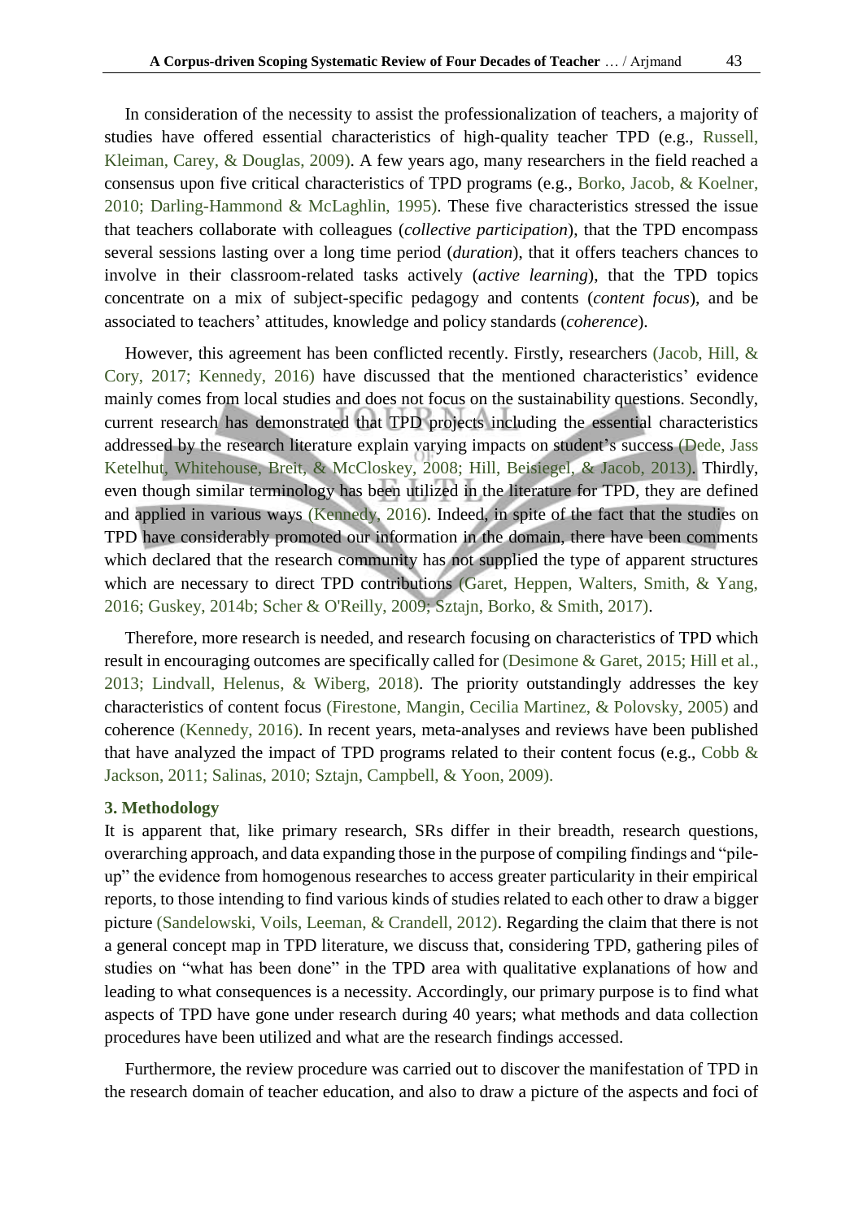In consideration of the necessity to assist the professionalization of teachers, a majority of studies have offered essential characteristics of high-quality teacher TPD (e.g., Russell, Kleiman, Carey, & Douglas, 2009). A few years ago, many researchers in the field reached a consensus upon five critical characteristics of TPD programs (e.g., Borko, Jacob, & Koelner, 2010; Darling-Hammond & McLaghlin, 1995). These five characteristics stressed the issue that teachers collaborate with colleagues (*collective participation*), that the TPD encompass several sessions lasting over a long time period (*duration*), that it offers teachers chances to involve in their classroom-related tasks actively (*active learning*), that the TPD topics concentrate on a mix of subject-specific pedagogy and contents (*content focus*), and be associated to teachers' attitudes, knowledge and policy standards (*coherence*).

However, this agreement has been conflicted recently. Firstly, researchers (Jacob, Hill, & Cory, 2017; Kennedy, 2016) have discussed that the mentioned characteristics' evidence mainly comes from local studies and does not focus on the sustainability questions. Secondly, current research has demonstrated that TPD projects including the essential characteristics addressed by the research literature explain varying impacts on student's success (Dede, Jass Ketelhut, Whitehouse, Breit, & McCloskey, 2008; Hill, Beisiegel, & Jacob, 2013). Thirdly, even though similar terminology has been utilized in the literature for TPD, they are defined and applied in various ways (Kennedy, 2016). Indeed, in spite of the fact that the studies on TPD have considerably promoted our information in the domain, there have been comments which declared that the research community has not supplied the type of apparent structures which are necessary to direct TPD contributions (Garet, Heppen, Walters, Smith, & Yang, 2016; Guskey, 2014b; Scher & O'Reilly, 2009; Sztajn, Borko, & Smith, 2017).

Therefore, more research is needed, and research focusing on characteristics of TPD which result in encouraging outcomes are specifically called for (Desimone & Garet, 2015; Hill et al., 2013; Lindvall, Helenus, & Wiberg, 2018). The priority outstandingly addresses the key characteristics of content focus (Firestone, Mangin, Cecilia Martinez, & Polovsky, 2005) and coherence (Kennedy, 2016). In recent years, meta-analyses and reviews have been published that have analyzed the impact of TPD programs related to their content focus (e.g., Cobb & Jackson, 2011; Salinas, 2010; Sztajn, Campbell, & Yoon, 2009).

## 3. Methodology

It is apparent that, like primary research, SRs differ in their breadth, research questions, overarching approach, and data expanding those in the purpose of compiling findings and "pile-up" the evidence from homogenous researches to access greater particularity in their empirical reports, to those intending to find various kinds of studies related to each other to draw a bigger picture (Sandelowski, Voils, Leeman, & Crandell, 2012). Regarding the claim that there is not a general concept map in TPD literature, we discuss that, considering TPD, gathering piles of studies on "what has been done" in the TPD area with qualitative explanations of how and leading to what consequences is a necessity. Accordingly, our primary purpose is to find what aspects of TPD have gone under research during 40 years; what methods and data collection procedures have been utilized and what are the research findings accessed.

Furthermore, the review procedure was carried out to discover the manifestation of TPD in the research domain of teacher education, and also to draw a picture of the aspects and foci of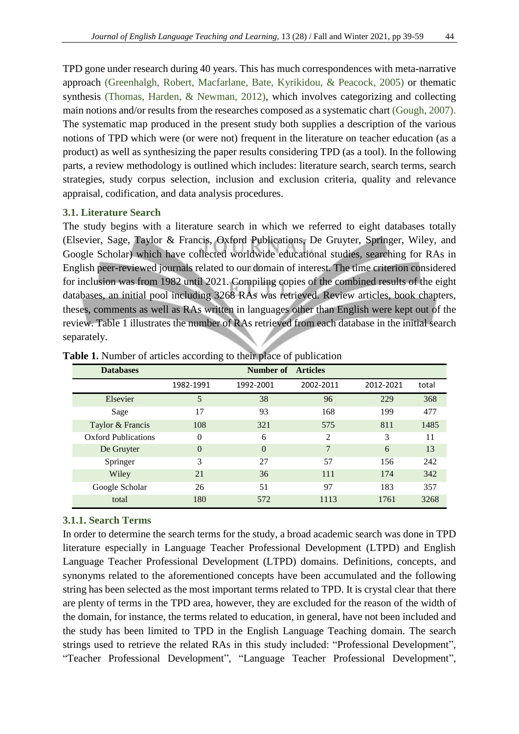TPD gone under research during 40 years. This has much correspondences with meta-narrative approach (Greenhalgh, Robert, Macfarlane, Bate, Kyrikidou, & Peacock, 2005) or thematic synthesis (Thomas, Harden, & Newman, 2012), which involves categorizing and collecting main notions and/or results from the researches composed as a systematic chart (Gough, 2007). The systematic map produced in the present study both supplies a description of the various notions of TPD which were (or were not) frequent in the literature on teacher education (as a product) as well as synthesizing the paper results considering TPD (as a tool). In the following parts, a review methodology is outlined which includes: literature search, search terms, search strategies, study corpus selection, inclusion and exclusion criteria, quality and relevance appraisal, codification, and data analysis procedures.

### 3.1. Literature Search

The study begins with a literature search in which we referred to eight databases totally (Elsevier, Sage, Taylor & Francis, Oxford Publications, De Gruyter, Springer, Wiley, and Google Scholar) which have collected worldwide educational studies, searching for RAs in English peer-reviewed journals related to our domain of interest. The time criterion considered for inclusion was from 1982 until 2021. Compiling copies of the combined results of the eight databases, an initial pool including 3268 RAs was retrieved. Review articles, book chapters, theses, comments as well as RAs written in languages other than English were kept out of the review. Table 1 illustrates the number of RAs retrieved from each database in the initial search separately.

**Table 1.** Number of articles according to their place of publication

| Databases | Number of Articles | | | | |
|---|---|---|---|---|---|
| | 1982-1991 | 1992-2001 | 2002-2011 | 2012-2021 | total |
| Elsevier | 5 | 38 | 96 | 229 | 368 |
| Sage | 17 | 93 | 168 | 199 | 477 |
| Taylor & Francis | 108 | 321 | 575 | 811 | 1485 |
| Oxford Publications | 0 | 6 | 2 | 3 | 11 |
| De Gruyter | 0 | 0 | 7 | 6 | 13 |
| Springer | 3 | 27 | 57 | 156 | 242 |
| Wiley | 21 | 36 | 111 | 174 | 342 |
| Google Scholar | 26 | 51 | 97 | 183 | 357 |
| total | 180 | 572 | 1113 | 1761 | 3268 |

#### 3.1.1. Search Terms

In order to determine the search terms for the study, a broad academic search was done in TPD literature especially in Language Teacher Professional Development (LTPD) and English Language Teacher Professional Development (LTPD) domains. Definitions, concepts, and synonyms related to the aforementioned concepts have been accumulated and the following string has been selected as the most important terms related to TPD. It is crystal clear that there are plenty of terms in the TPD area, however, they are excluded for the reason of the width of the domain, for instance, the terms related to education, in general, have not been included and the study has been limited to TPD in the English Language Teaching domain. The search strings used to retrieve the related RAs in this study included: "Professional Development", "Teacher Professional Development", "Language Teacher Professional Development",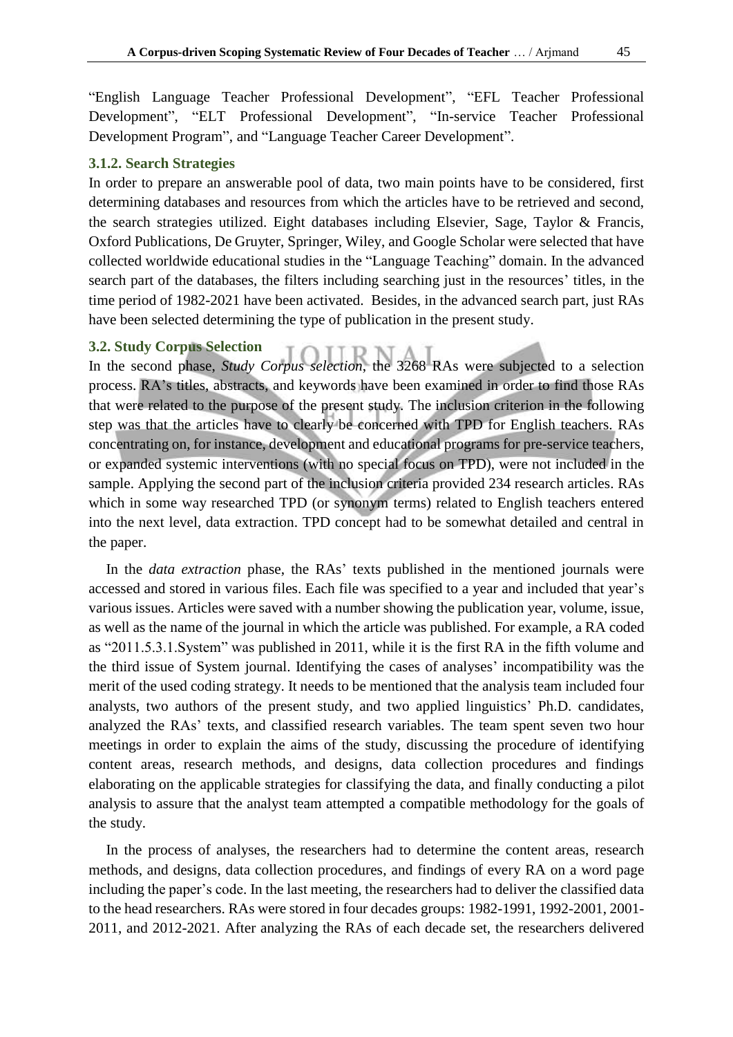"English Language Teacher Professional Development", "EFL Teacher Professional Development", "ELT Professional Development", "In-service Teacher Professional Development Program", and "Language Teacher Career Development".

### 3.1.2. Search Strategies

In order to prepare an answerable pool of data, two main points have to be considered, first determining databases and resources from which the articles have to be retrieved and second, the search strategies utilized. Eight databases including Elsevier, Sage, Taylor & Francis, Oxford Publications, De Gruyter, Springer, Wiley, and Google Scholar were selected that have collected worldwide educational studies in the "Language Teaching" domain. In the advanced search part of the databases, the filters including searching just in the resources' titles, in the time period of 1982-2021 have been activated. Besides, in the advanced search part, just RAs have been selected determining the type of publication in the present study.

## 3.2. Study Corpus Selection

In the second phase, *Study Corpus selection*, the 3268 RAs were subjected to a selection process. RA's titles, abstracts, and keywords have been examined in order to find those RAs that were related to the purpose of the present study. The inclusion criterion in the following step was that the articles have to clearly be concerned with TPD for English teachers. RAs concentrating on, for instance, development and educational programs for pre-service teachers, or expanded systemic interventions (with no special focus on TPD), were not included in the sample. Applying the second part of the inclusion criteria provided 234 research articles. RAs which in some way researched TPD (or synonym terms) related to English teachers entered into the next level, data extraction. TPD concept had to be somewhat detailed and central in the paper.

In the *data extraction* phase, the RAs' texts published in the mentioned journals were accessed and stored in various files. Each file was specified to a year and included that year's various issues. Articles were saved with a number showing the publication year, volume, issue, as well as the name of the journal in which the article was published. For example, a RA coded as "2011.5.3.1.System" was published in 2011, while it is the first RA in the fifth volume and the third issue of System journal. Identifying the cases of analyses' incompatibility was the merit of the used coding strategy. It needs to be mentioned that the analysis team included four analysts, two authors of the present study, and two applied linguistics' Ph.D. candidates, analyzed the RAs' texts, and classified research variables. The team spent seven two hour meetings in order to explain the aims of the study, discussing the procedure of identifying content areas, research methods, and designs, data collection procedures and findings elaborating on the applicable strategies for classifying the data, and finally conducting a pilot analysis to assure that the analyst team attempted a compatible methodology for the goals of the study.

In the process of analyses, the researchers had to determine the content areas, research methods, and designs, data collection procedures, and findings of every RA on a word page including the paper's code. In the last meeting, the researchers had to deliver the classified data to the head researchers. RAs were stored in four decades groups: 1982-1991, 1992-2001, 2001-2011, and 2012-2021. After analyzing the RAs of each decade set, the researchers delivered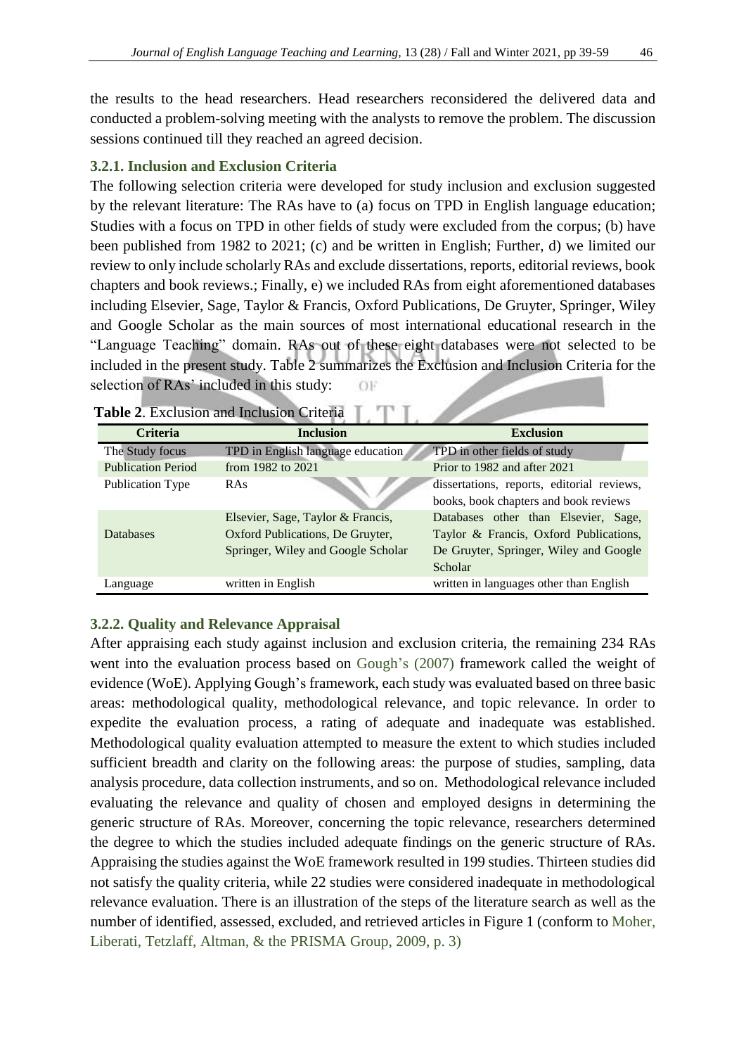the results to the head researchers. Head researchers reconsidered the delivered data and conducted a problem-solving meeting with the analysts to remove the problem. The discussion sessions continued till they reached an agreed decision.

### 3.2.1. Inclusion and Exclusion Criteria

The following selection criteria were developed for study inclusion and exclusion suggested by the relevant literature: The RAs have to (a) focus on TPD in English language education; Studies with a focus on TPD in other fields of study were excluded from the corpus; (b) have been published from 1982 to 2021; (c) and be written in English; Further, d) we limited our review to only include scholarly RAs and exclude dissertations, reports, editorial reviews, book chapters and book reviews.; Finally, e) we included RAs from eight aforementioned databases including Elsevier, Sage, Taylor & Francis, Oxford Publications, De Gruyter, Springer, Wiley and Google Scholar as the main sources of most international educational research in the "Language Teaching" domain. RAs out of these eight databases were not selected to be included in the present study. Table 2 summarizes the Exclusion and Inclusion Criteria for the selection of RAs' included in this study:

**Table 2**. Exclusion and Inclusion Criteria

| Criteria | Inclusion | Exclusion |
|---|---|---|
| The Study focus | TPD in English language education | TPD in other fields of study |
| Publication Period | from 1982 to 2021 | Prior to 1982 and after 2021 |
| Publication Type | RAs | dissertations, reports, editorial reviews, books, book chapters and book reviews |
| Databases | Elsevier, Sage, Taylor & Francis, Oxford Publications, De Gruyter, Springer, Wiley and Google Scholar | Databases other than Elsevier, Sage, Taylor & Francis, Oxford Publications, De Gruyter, Springer, Wiley and Google Scholar |
| Language | written in English | written in languages other than English |

### 3.2.2. Quality and Relevance Appraisal

After appraising each study against inclusion and exclusion criteria, the remaining 234 RAs went into the evaluation process based on Gough's (2007) framework called the weight of evidence (WoE). Applying Gough's framework, each study was evaluated based on three basic areas: methodological quality, methodological relevance, and topic relevance. In order to expedite the evaluation process, a rating of adequate and inadequate was established. Methodological quality evaluation attempted to measure the extent to which studies included sufficient breadth and clarity on the following areas: the purpose of studies, sampling, data analysis procedure, data collection instruments, and so on. Methodological relevance included evaluating the relevance and quality of chosen and employed designs in determining the generic structure of RAs. Moreover, concerning the topic relevance, researchers determined the degree to which the studies included adequate findings on the generic structure of RAs. Appraising the studies against the WoE framework resulted in 199 studies. Thirteen studies did not satisfy the quality criteria, while 22 studies were considered inadequate in methodological relevance evaluation. There is an illustration of the steps of the literature search as well as the number of identified, assessed, excluded, and retrieved articles in Figure 1 (conform to Moher, Liberati, Tetzlaff, Altman, & the PRISMA Group, 2009, p. 3)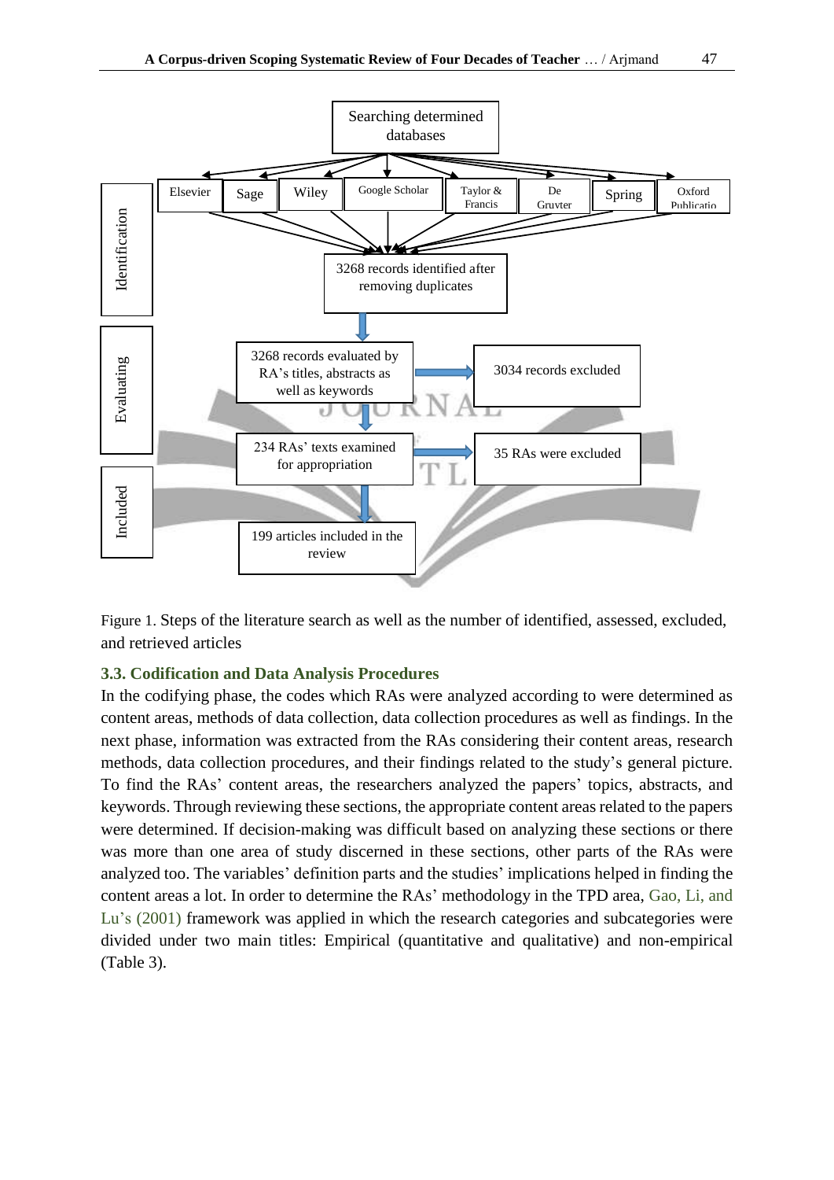Searching determined databases

Elsevier | Sage | Wiley | Google Scholar | Taylor & Francis | De Gruyter | Spring | Oxford Publication

**Identification**

3268 records identified after removing duplicates

**Evaluating**

3268 records evaluated by RA's titles, abstracts as well as keywords → 3034 records excluded

234 RAs' texts examined for appropriation → 35 RAs were excluded

**Included**

199 articles included in the review

Figure 1. Steps of the literature search as well as the number of identified, assessed, excluded, and retrieved articles

### 3.3. Codification and Data Analysis Procedures

In the codifying phase, the codes which RAs were analyzed according to were determined as content areas, methods of data collection, data collection procedures as well as findings. In the next phase, information was extracted from the RAs considering their content areas, research methods, data collection procedures, and their findings related to the study's general picture. To find the RAs' content areas, the researchers analyzed the papers' topics, abstracts, and keywords. Through reviewing these sections, the appropriate content areas related to the papers were determined. If decision-making was difficult based on analyzing these sections or there was more than one area of study discerned in these sections, other parts of the RAs were analyzed too. The variables' definition parts and the studies' implications helped in finding the content areas a lot. In order to determine the RAs' methodology in the TPD area, Gao, Li, and Lu's (2001) framework was applied in which the research categories and subcategories were divided under two main titles: Empirical (quantitative and qualitative) and non-empirical (Table 3).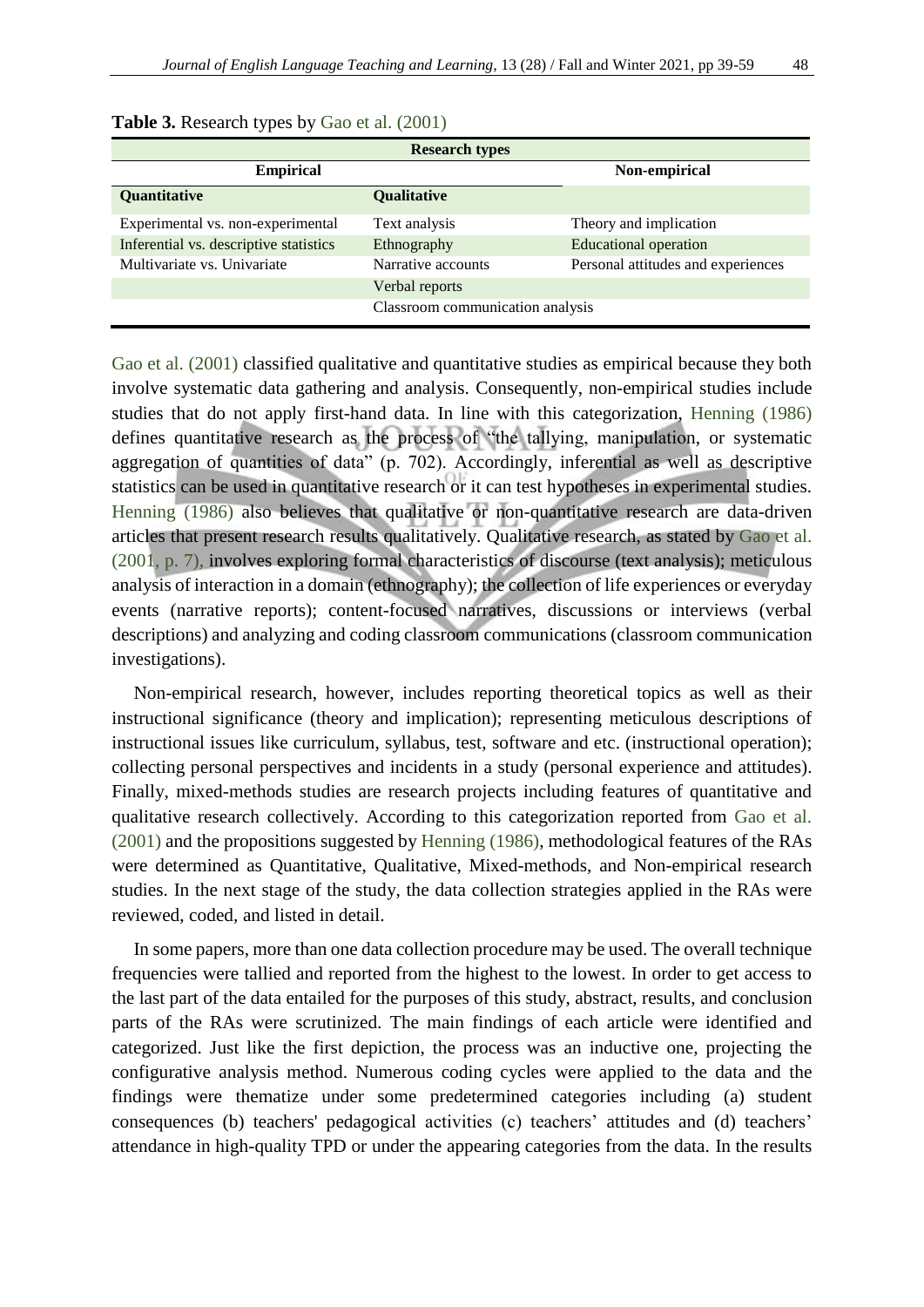**Table 3.** Research types by Gao et al. (2001)

| Research types | | |
|---|---|---|
| **Empirical** | | **Non-empirical** |
| **Quantitative** | **Qualitative** | |
| Experimental vs. non-experimental | Text analysis | Theory and implication |
| Inferential vs. descriptive statistics | Ethnography | Educational operation |
| Multivariate vs. Univariate | Narrative accounts | Personal attitudes and experiences |
| | Verbal reports | |
| | Classroom communication analysis | |

Gao et al. (2001) classified qualitative and quantitative studies as empirical because they both involve systematic data gathering and analysis. Consequently, non-empirical studies include studies that do not apply first-hand data. In line with this categorization, Henning (1986) defines quantitative research as the process of "the tallying, manipulation, or systematic aggregation of quantities of data" (p. 702). Accordingly, inferential as well as descriptive statistics can be used in quantitative research or it can test hypotheses in experimental studies. Henning (1986) also believes that qualitative or non-quantitative research are data-driven articles that present research results qualitatively. Qualitative research, as stated by Gao et al. (2001, p. 7), involves exploring formal characteristics of discourse (text analysis); meticulous analysis of interaction in a domain (ethnography); the collection of life experiences or everyday events (narrative reports); content-focused narratives, discussions or interviews (verbal descriptions) and analyzing and coding classroom communications (classroom communication investigations).

Non-empirical research, however, includes reporting theoretical topics as well as their instructional significance (theory and implication); representing meticulous descriptions of instructional issues like curriculum, syllabus, test, software and etc. (instructional operation); collecting personal perspectives and incidents in a study (personal experience and attitudes). Finally, mixed-methods studies are research projects including features of quantitative and qualitative research collectively. According to this categorization reported from Gao et al. (2001) and the propositions suggested by Henning (1986), methodological features of the RAs were determined as Quantitative, Qualitative, Mixed-methods, and Non-empirical research studies. In the next stage of the study, the data collection strategies applied in the RAs were reviewed, coded, and listed in detail.

In some papers, more than one data collection procedure may be used. The overall technique frequencies were tallied and reported from the highest to the lowest. In order to get access to the last part of the data entailed for the purposes of this study, abstract, results, and conclusion parts of the RAs were scrutinized. The main findings of each article were identified and categorized. Just like the first depiction, the process was an inductive one, projecting the configurative analysis method. Numerous coding cycles were applied to the data and the findings were thematize under some predetermined categories including (a) student consequences (b) teachers' pedagogical activities (c) teachers' attitudes and (d) teachers' attendance in high-quality TPD or under the appearing categories from the data. In the results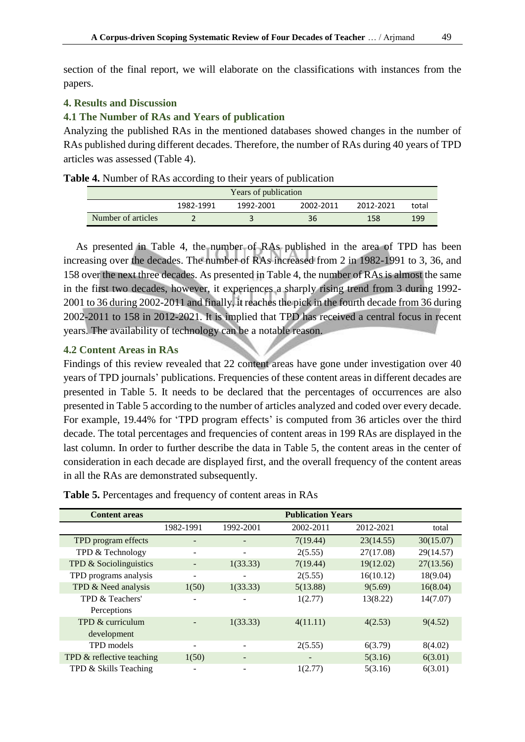section of the final report, we will elaborate on the classifications with instances from the papers.

## 4. Results and Discussion

### 4.1 The Number of RAs and Years of publication

Analyzing the published RAs in the mentioned databases showed changes in the number of RAs published during different decades. Therefore, the number of RAs during 40 years of TPD articles was assessed (Table 4).

**Table 4.** Number of RAs according to their years of publication

| | Years of publication | | | | |
|---|---|---|---|---|---|
| | 1982-1991 | 1992-2001 | 2002-2011 | 2012-2021 | total |
| Number of articles | 2 | 3 | 36 | 158 | 199 |

As presented in Table 4, the number of RAs published in the area of TPD has been increasing over the decades. The number of RAs increased from 2 in 1982-1991 to 3, 36, and 158 over the next three decades. As presented in Table 4, the number of RAs is almost the same in the first two decades, however, it experiences a sharply rising trend from 3 during 1992-2001 to 36 during 2002-2011 and finally, it reaches the pick in the fourth decade from 36 during 2002-2011 to 158 in 2012-2021. It is implied that TPD has received a central focus in recent years. The availability of technology can be a notable reason.

### 4.2 Content Areas in RAs

Findings of this review revealed that 22 content areas have gone under investigation over 40 years of TPD journals' publications. Frequencies of these content areas in different decades are presented in Table 5. It needs to be declared that the percentages of occurrences are also presented in Table 5 according to the number of articles analyzed and coded over every decade. For example, 19.44% for 'TPD program effects' is computed from 36 articles over the third decade. The total percentages and frequencies of content areas in 199 RAs are displayed in the last column. In order to further describe the data in Table 5, the content areas in the center of consideration in each decade are displayed first, and the overall frequency of the content areas in all the RAs are demonstrated subsequently.

**Table 5.** Percentages and frequency of content areas in RAs

| Content areas | Publication Years | | | | |
|---|---|---|---|---|---|
| | 1982-1991 | 1992-2001 | 2002-2011 | 2012-2021 | total |
| TPD program effects | - | - | 7(19.44) | 23(14.55) | 30(15.07) |
| TPD & Technology | - | - | 2(5.55) | 27(17.08) | 29(14.57) |
| TPD & Sociolinguistics | - | 1(33.33) | 7(19.44) | 19(12.02) | 27(13.56) |
| TPD programs analysis | - | - | 2(5.55) | 16(10.12) | 18(9.04) |
| TPD & Need analysis | 1(50) | 1(33.33) | 5(13.88) | 9(5.69) | 16(8.04) |
| TPD & Teachers' Perceptions | - | - | 1(2.77) | 13(8.22) | 14(7.07) |
| TPD & curriculum development | - | 1(33.33) | 4(11.11) | 4(2.53) | 9(4.52) |
| TPD models | - | - | 2(5.55) | 6(3.79) | 8(4.02) |
| TPD & reflective teaching | 1(50) | - | - | 5(3.16) | 6(3.01) |
| TPD & Skills Teaching | - | - | 1(2.77) | 5(3.16) | 6(3.01) |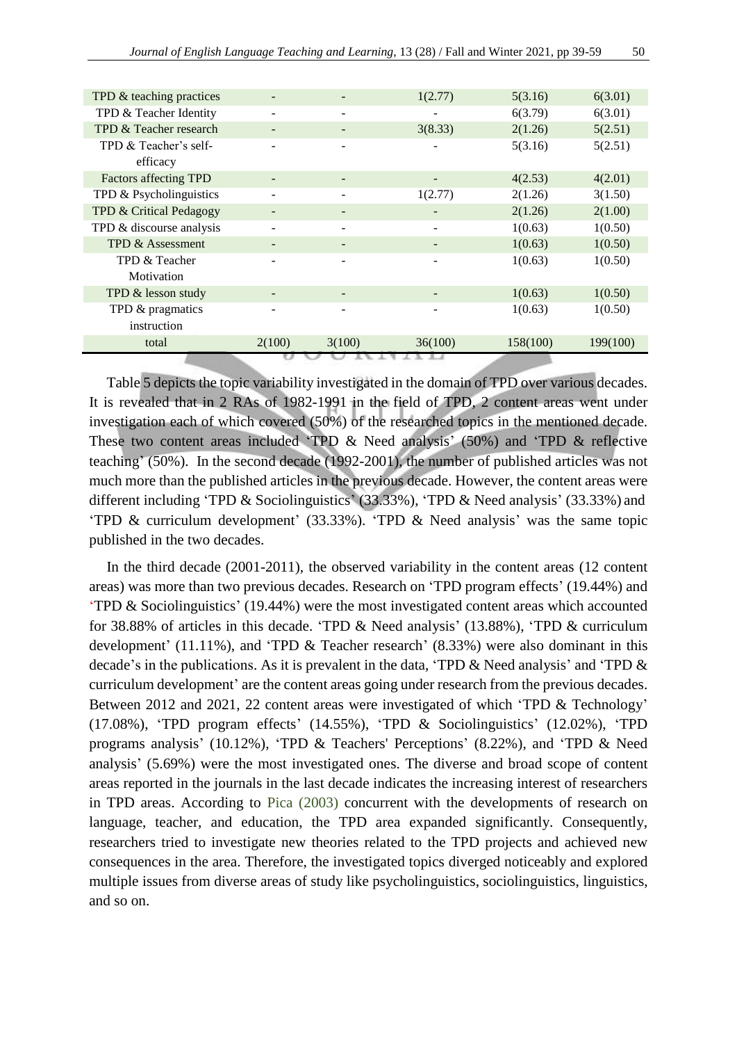| | | | | | |
|---|---|---|---|---|---|
| TPD & teaching practices | - | - | 1(2.77) | 5(3.16) | 6(3.01) |
| TPD & Teacher Identity | - | - | - | 6(3.79) | 6(3.01) |
| TPD & Teacher research | - | - | 3(8.33) | 2(1.26) | 5(2.51) |
| TPD & Teacher's self-efficacy | - | - | - | 5(3.16) | 5(2.51) |
| Factors affecting TPD | - | - | - | 4(2.53) | 4(2.01) |
| TPD & Psycholinguistics | - | - | 1(2.77) | 2(1.26) | 3(1.50) |
| TPD & Critical Pedagogy | - | - | - | 2(1.26) | 2(1.00) |
| TPD & discourse analysis | - | - | - | 1(0.63) | 1(0.50) |
| TPD & Assessment | - | - | - | 1(0.63) | 1(0.50) |
| TPD & Teacher Motivation | - | - | - | 1(0.63) | 1(0.50) |
| TPD & lesson study | - | - | - | 1(0.63) | 1(0.50) |
| TPD & pragmatics instruction | - | - | - | 1(0.63) | 1(0.50) |
| total | 2(100) | 3(100) | 36(100) | 158(100) | 199(100) |

Table 5 depicts the topic variability investigated in the domain of TPD over various decades. It is revealed that in 2 RAs of 1982-1991 in the field of TPD, 2 content areas went under investigation each of which covered (50%) of the researched topics in the mentioned decade. These two content areas included 'TPD & Need analysis' (50%) and 'TPD & reflective teaching' (50%). In the second decade (1992-2001), the number of published articles was not much more than the published articles in the previous decade. However, the content areas were different including 'TPD & Sociolinguistics' (33.33%), 'TPD & Need analysis' (33.33%) and 'TPD & curriculum development' (33.33%). 'TPD & Need analysis' was the same topic published in the two decades.

In the third decade (2001-2011), the observed variability in the content areas (12 content areas) was more than two previous decades. Research on 'TPD program effects' (19.44%) and 'TPD & Sociolinguistics' (19.44%) were the most investigated content areas which accounted for 38.88% of articles in this decade. 'TPD & Need analysis' (13.88%), 'TPD & curriculum development' (11.11%), and 'TPD & Teacher research' (8.33%) were also dominant in this decade's in the publications. As it is prevalent in the data, 'TPD & Need analysis' and 'TPD & curriculum development' are the content areas going under research from the previous decades. Between 2012 and 2021, 22 content areas were investigated of which 'TPD & Technology' (17.08%), 'TPD program effects' (14.55%), 'TPD & Sociolinguistics' (12.02%), 'TPD programs analysis' (10.12%), 'TPD & Teachers' Perceptions' (8.22%), and 'TPD & Need analysis' (5.69%) were the most investigated ones. The diverse and broad scope of content areas reported in the journals in the last decade indicates the increasing interest of researchers in TPD areas. According to Pica (2003) concurrent with the developments of research on language, teacher, and education, the TPD area expanded significantly. Consequently, researchers tried to investigate new theories related to the TPD projects and achieved new consequences in the area. Therefore, the investigated topics diverged noticeably and explored multiple issues from diverse areas of study like psycholinguistics, sociolinguistics, linguistics, and so on.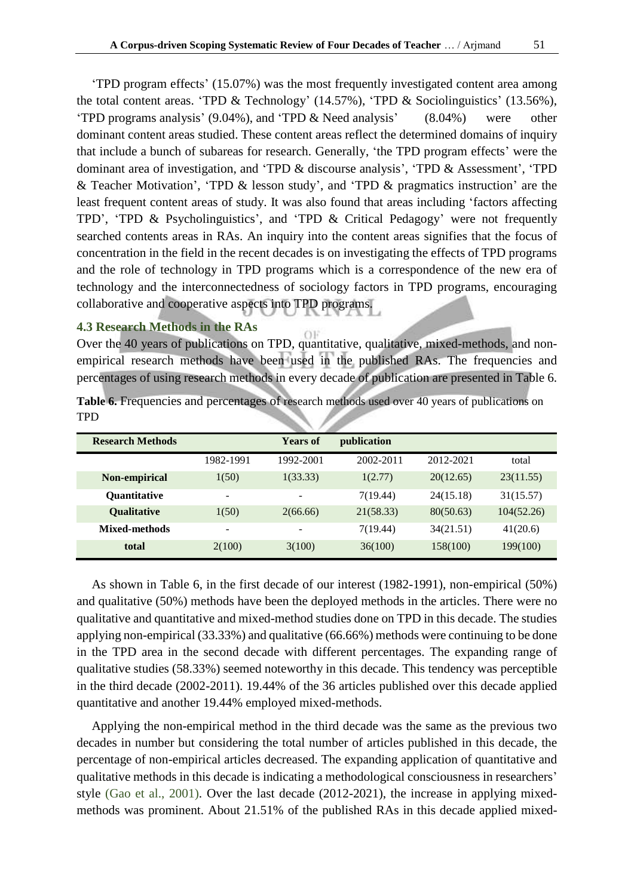'TPD program effects' (15.07%) was the most frequently investigated content area among the total content areas. 'TPD & Technology' (14.57%), 'TPD & Sociolinguistics' (13.56%), 'TPD programs analysis' (9.04%), and 'TPD & Need analysis' (8.04%) were other dominant content areas studied. These content areas reflect the determined domains of inquiry that include a bunch of subareas for research. Generally, 'the TPD program effects' were the dominant area of investigation, and 'TPD & discourse analysis', 'TPD & Assessment', 'TPD & Teacher Motivation', 'TPD & lesson study', and 'TPD & pragmatics instruction' are the least frequent content areas of study. It was also found that areas including 'factors affecting TPD', 'TPD & Psycholinguistics', and 'TPD & Critical Pedagogy' were not frequently searched contents areas in RAs. An inquiry into the content areas signifies that the focus of concentration in the field in the recent decades is on investigating the effects of TPD programs and the role of technology in TPD programs which is a correspondence of the new era of technology and the interconnectedness of sociology factors in TPD programs, encouraging collaborative and cooperative aspects into TPD programs.

### 4.3 Research Methods in the RAs

Over the 40 years of publications on TPD, quantitative, qualitative, mixed-methods, and non-empirical research methods have been used in the published RAs. The frequencies and percentages of using research methods in every decade of publication are presented in Table 6.

**Table 6.** Frequencies and percentages of research methods used over 40 years of publications on TPD

| Research Methods | | Years of | publication | | |
|---|---|---|---|---|---|
| | 1982-1991 | 1992-2001 | 2002-2011 | 2012-2021 | total |
| **Non-empirical** | 1(50) | 1(33.33) | 1(2.77) | 20(12.65) | 23(11.55) |
| **Quantitative** | - | - | 7(19.44) | 24(15.18) | 31(15.57) |
| **Qualitative** | 1(50) | 2(66.66) | 21(58.33) | 80(50.63) | 104(52.26) |
| **Mixed-methods** | - | - | 7(19.44) | 34(21.51) | 41(20.6) |
| **total** | 2(100) | 3(100) | 36(100) | 158(100) | 199(100) |

As shown in Table 6, in the first decade of our interest (1982-1991), non-empirical (50%) and qualitative (50%) methods have been the deployed methods in the articles. There were no qualitative and quantitative and mixed-method studies done on TPD in this decade. The studies applying non-empirical (33.33%) and qualitative (66.66%) methods were continuing to be done in the TPD area in the second decade with different percentages. The expanding range of qualitative studies (58.33%) seemed noteworthy in this decade. This tendency was perceptible in the third decade (2002-2011). 19.44% of the 36 articles published over this decade applied quantitative and another 19.44% employed mixed-methods.

Applying the non-empirical method in the third decade was the same as the previous two decades in number but considering the total number of articles published in this decade, the percentage of non-empirical articles decreased. The expanding application of quantitative and qualitative methods in this decade is indicating a methodological consciousness in researchers' style (Gao et al., 2001). Over the last decade (2012-2021), the increase in applying mixed-methods was prominent. About 21.51% of the published RAs in this decade applied mixed-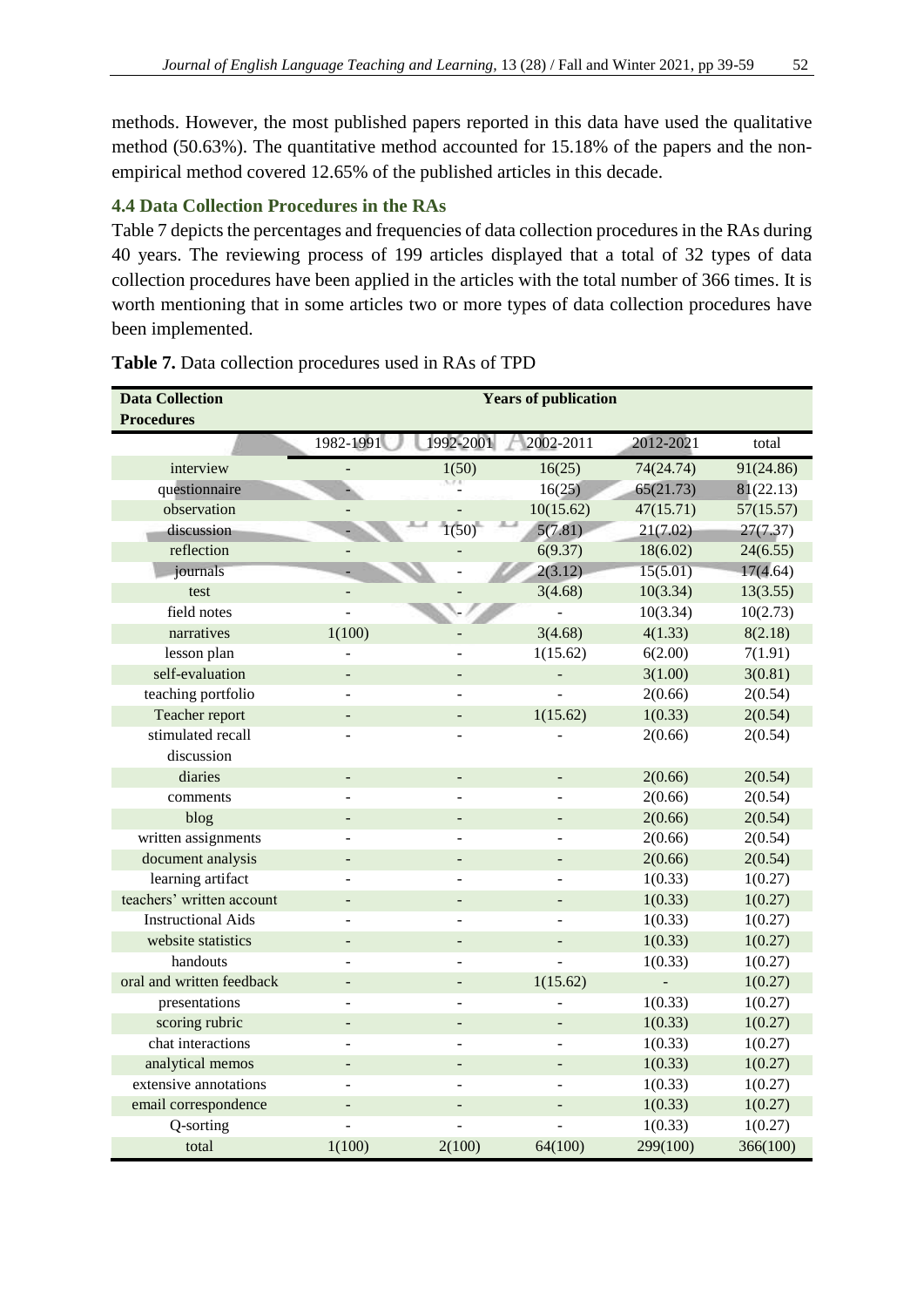methods. However, the most published papers reported in this data have used the qualitative method (50.63%). The quantitative method accounted for 15.18% of the papers and the non-empirical method covered 12.65% of the published articles in this decade.

### 4.4 Data Collection Procedures in the RAs

Table 7 depicts the percentages and frequencies of data collection procedures in the RAs during 40 years. The reviewing process of 199 articles displayed that a total of 32 types of data collection procedures have been applied in the articles with the total number of 366 times. It is worth mentioning that in some articles two or more types of data collection procedures have been implemented.

**Table 7.** Data collection procedures used in RAs of TPD

| Data Collection Procedures | Years of publication | | | | |
|---|---|---|---|---|---|
| | 1982-1991 | 1992-2001 | 2002-2011 | 2012-2021 | total |
| interview | - | 1(50) | 16(25) | 74(24.74) | 91(24.86) |
| questionnaire | - | - | 16(25) | 65(21.73) | 81(22.13) |
| observation | - | - | 10(15.62) | 47(15.71) | 57(15.57) |
| discussion | - | 1(50) | 5(7.81) | 21(7.02) | 27(7.37) |
| reflection | - | - | 6(9.37) | 18(6.02) | 24(6.55) |
| journals | - | - | 2(3.12) | 15(5.01) | 17(4.64) |
| test | - | - | 3(4.68) | 10(3.34) | 13(3.55) |
| field notes | - | - | - | 10(3.34) | 10(2.73) |
| narratives | 1(100) | - | 3(4.68) | 4(1.33) | 8(2.18) |
| lesson plan | - | - | 1(15.62) | 6(2.00) | 7(1.91) |
| self-evaluation | - | - | - | 3(1.00) | 3(0.81) |
| teaching portfolio | - | - | - | 2(0.66) | 2(0.54) |
| Teacher report | - | - | 1(15.62) | 1(0.33) | 2(0.54) |
| stimulated recall discussion | - | - | - | 2(0.66) | 2(0.54) |
| diaries | - | - | - | 2(0.66) | 2(0.54) |
| comments | - | - | - | 2(0.66) | 2(0.54) |
| blog | - | - | - | 2(0.66) | 2(0.54) |
| written assignments | - | - | - | 2(0.66) | 2(0.54) |
| document analysis | - | - | - | 2(0.66) | 2(0.54) |
| learning artifact | - | - | - | 1(0.33) | 1(0.27) |
| teachers' written account | - | - | - | 1(0.33) | 1(0.27) |
| Instructional Aids | - | - | - | 1(0.33) | 1(0.27) |
| website statistics | - | - | - | 1(0.33) | 1(0.27) |
| handouts | - | - | - | 1(0.33) | 1(0.27) |
| oral and written feedback | - | - | 1(15.62) | - | 1(0.27) |
| presentations | - | - | - | 1(0.33) | 1(0.27) |
| scoring rubric | - | - | - | 1(0.33) | 1(0.27) |
| chat interactions | - | - | - | 1(0.33) | 1(0.27) |
| analytical memos | - | - | - | 1(0.33) | 1(0.27) |
| extensive annotations | - | - | - | 1(0.33) | 1(0.27) |
| email correspondence | - | - | - | 1(0.33) | 1(0.27) |
| Q-sorting | - | - | - | 1(0.33) | 1(0.27) |
| total | 1(100) | 2(100) | 64(100) | 299(100) | 366(100) |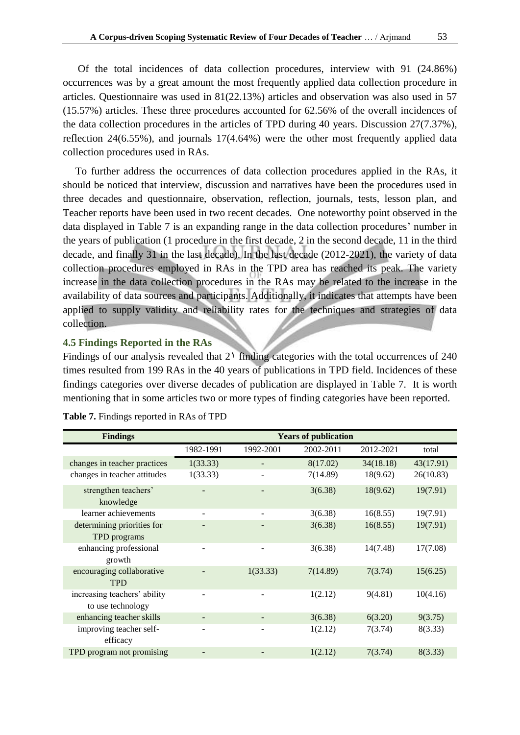Of the total incidences of data collection procedures, interview with 91 (24.86%) occurrences was by a great amount the most frequently applied data collection procedure in articles. Questionnaire was used in 81(22.13%) articles and observation was also used in 57 (15.57%) articles. These three procedures accounted for 62.56% of the overall incidences of the data collection procedures in the articles of TPD during 40 years. Discussion 27(7.37%), reflection 24(6.55%), and journals 17(4.64%) were the other most frequently applied data collection procedures used in RAs.

To further address the occurrences of data collection procedures applied in the RAs, it should be noticed that interview, discussion and narratives have been the procedures used in three decades and questionnaire, observation, reflection, journals, tests, lesson plan, and Teacher reports have been used in two recent decades. One noteworthy point observed in the data displayed in Table 7 is an expanding range in the data collection procedures' number in the years of publication (1 procedure in the first decade, 2 in the second decade, 11 in the third decade, and finally 31 in the last decade). In the last decade (2012-2021), the variety of data collection procedures employed in RAs in the TPD area has reached its peak. The variety increase in the data collection procedures in the RAs may be related to the increase in the availability of data sources and participants. Additionally, it indicates that attempts have been applied to supply validity and reliability rates for the techniques and strategies of data collection.

### 4.5 Findings Reported in the RAs

Findings of our analysis revealed that 2١ finding categories with the total occurrences of 240 times resulted from 199 RAs in the 40 years of publications in TPD field. Incidences of these findings categories over diverse decades of publication are displayed in Table 7. It is worth mentioning that in some articles two or more types of finding categories have been reported.

**Table 7.** Findings reported in RAs of TPD

| Findings | Years of publication | | | | |
|---|---|---|---|---|---|
| | 1982-1991 | 1992-2001 | 2002-2011 | 2012-2021 | total |
| changes in teacher practices | 1(33.33) | - | 8(17.02) | 34(18.18) | 43(17.91) |
| changes in teacher attitudes | 1(33.33) | - | 7(14.89) | 18(9.62) | 26(10.83) |
| strengthen teachers' knowledge | - | - | 3(6.38) | 18(9.62) | 19(7.91) |
| learner achievements | - | - | 3(6.38) | 16(8.55) | 19(7.91) |
| determining priorities for TPD programs | - | - | 3(6.38) | 16(8.55) | 19(7.91) |
| enhancing professional growth | - | - | 3(6.38) | 14(7.48) | 17(7.08) |
| encouraging collaborative TPD | - | 1(33.33) | 7(14.89) | 7(3.74) | 15(6.25) |
| increasing teachers' ability to use technology | - | - | 1(2.12) | 9(4.81) | 10(4.16) |
| enhancing teacher skills | - | - | 3(6.38) | 6(3.20) | 9(3.75) |
| improving teacher self-efficacy | - | - | 1(2.12) | 7(3.74) | 8(3.33) |
| TPD program not promising | - | - | 1(2.12) | 7(3.74) | 8(3.33) |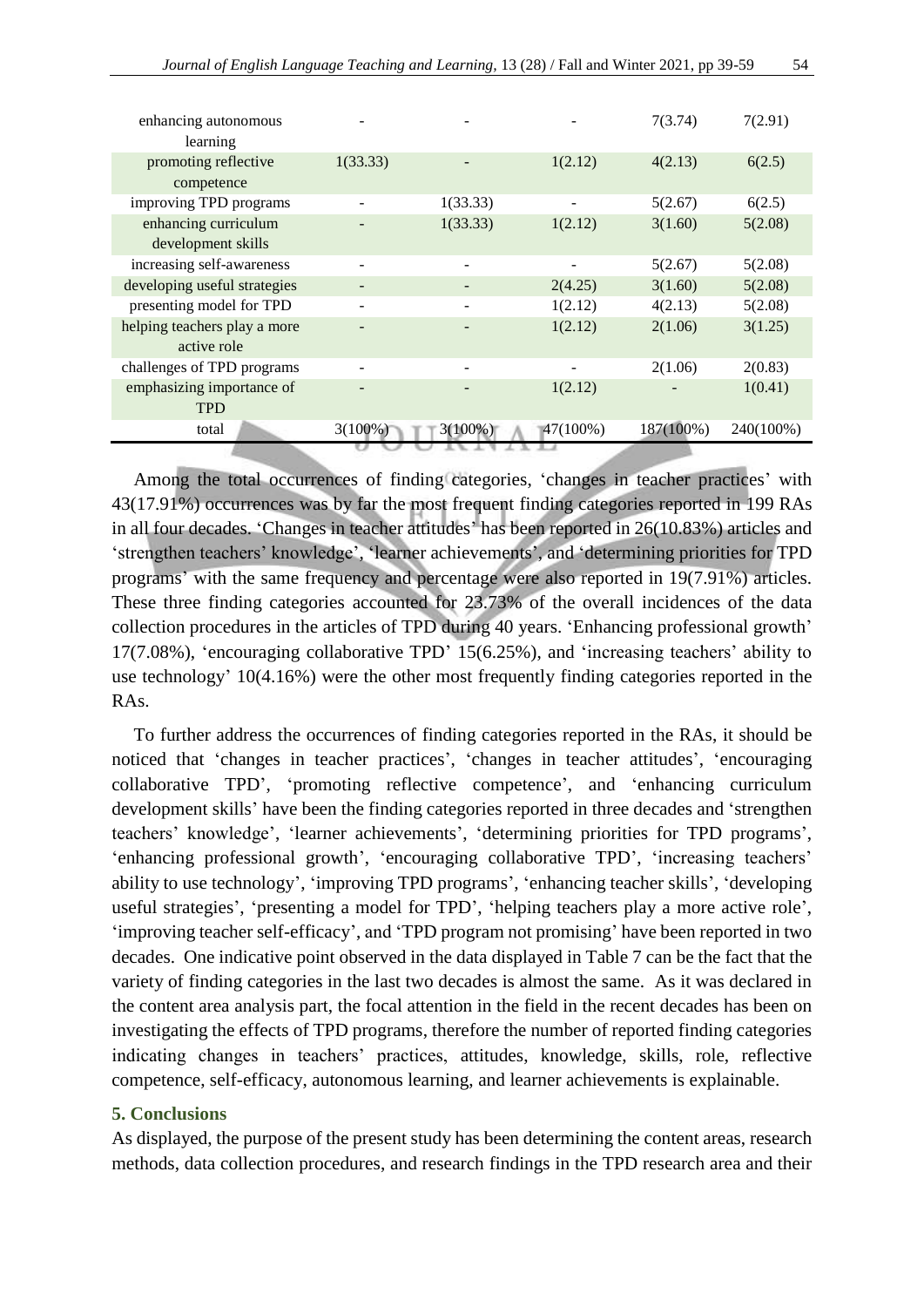| | | | | | |
|---|---|---|---|---|---|
| enhancing autonomous learning | - | - | - | 7(3.74) | 7(2.91) |
| promoting reflective competence | 1(33.33) | - | 1(2.12) | 4(2.13) | 6(2.5) |
| improving TPD programs | - | 1(33.33) | - | 5(2.67) | 6(2.5) |
| enhancing curriculum development skills | - | 1(33.33) | 1(2.12) | 3(1.60) | 5(2.08) |
| increasing self-awareness | - | - | - | 5(2.67) | 5(2.08) |
| developing useful strategies | - | - | 2(4.25) | 3(1.60) | 5(2.08) |
| presenting model for TPD | - | - | 1(2.12) | 4(2.13) | 5(2.08) |
| helping teachers play a more active role | - | - | 1(2.12) | 2(1.06) | 3(1.25) |
| challenges of TPD programs | - | - | - | 2(1.06) | 2(0.83) |
| emphasizing importance of TPD | - | - | 1(2.12) | - | 1(0.41) |
| total | 3(100%) | 3(100%) | 47(100%) | 187(100%) | 240(100%) |

Among the total occurrences of finding categories, 'changes in teacher practices' with 43(17.91%) occurrences was by far the most frequent finding categories reported in 199 RAs in all four decades. 'Changes in teacher attitudes' has been reported in 26(10.83%) articles and 'strengthen teachers' knowledge', 'learner achievements', and 'determining priorities for TPD programs' with the same frequency and percentage were also reported in 19(7.91%) articles. These three finding categories accounted for 23.73% of the overall incidences of the data collection procedures in the articles of TPD during 40 years. 'Enhancing professional growth' 17(7.08%), 'encouraging collaborative TPD' 15(6.25%), and 'increasing teachers' ability to use technology' 10(4.16%) were the other most frequently finding categories reported in the RAs.

To further address the occurrences of finding categories reported in the RAs, it should be noticed that 'changes in teacher practices', 'changes in teacher attitudes', 'encouraging collaborative TPD', 'promoting reflective competence', and 'enhancing curriculum development skills' have been the finding categories reported in three decades and 'strengthen teachers' knowledge', 'learner achievements', 'determining priorities for TPD programs', 'enhancing professional growth', 'encouraging collaborative TPD', 'increasing teachers' ability to use technology', 'improving TPD programs', 'enhancing teacher skills', 'developing useful strategies', 'presenting a model for TPD', 'helping teachers play a more active role', 'improving teacher self-efficacy', and 'TPD program not promising' have been reported in two decades. One indicative point observed in the data displayed in Table 7 can be the fact that the variety of finding categories in the last two decades is almost the same. As it was declared in the content area analysis part, the focal attention in the field in the recent decades has been on investigating the effects of TPD programs, therefore the number of reported finding categories indicating changes in teachers' practices, attitudes, knowledge, skills, role, reflective competence, self-efficacy, autonomous learning, and learner achievements is explainable.

## 5. Conclusions

As displayed, the purpose of the present study has been determining the content areas, research methods, data collection procedures, and research findings in the TPD research area and their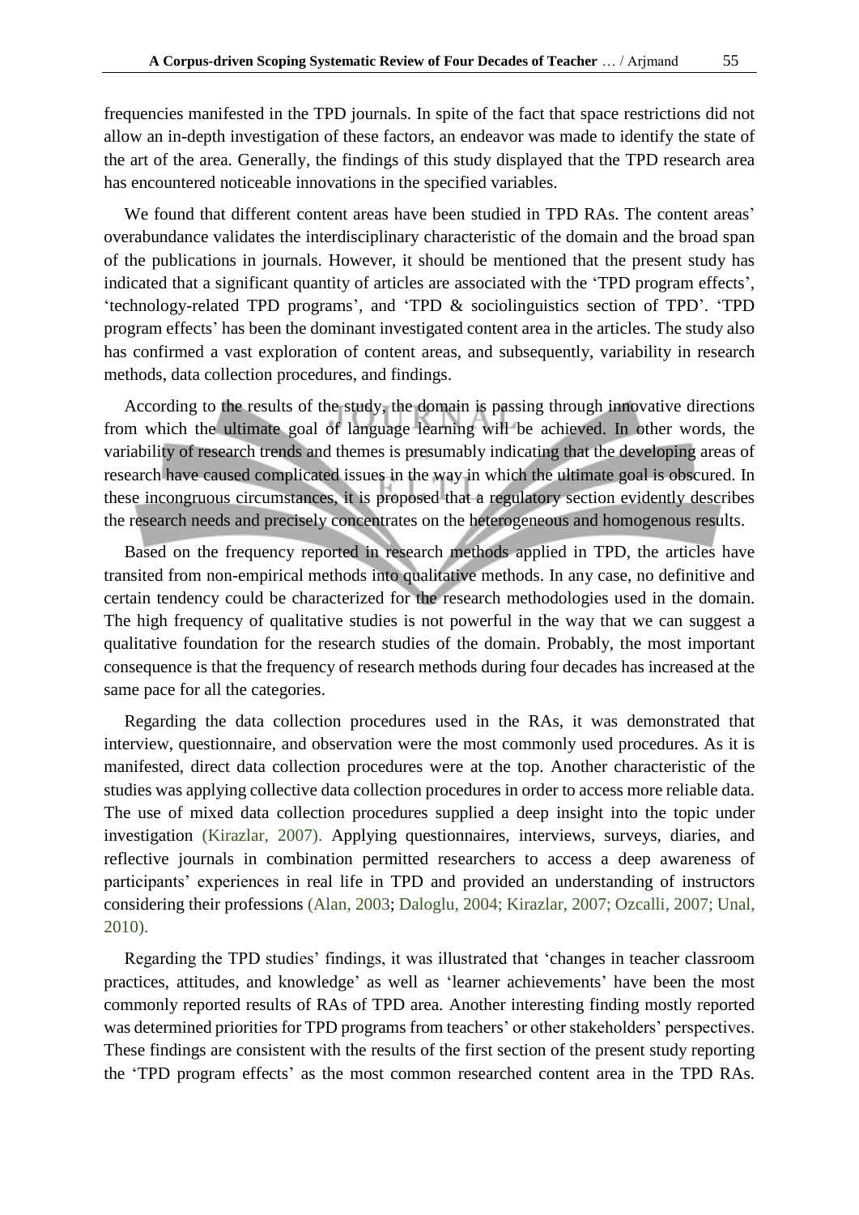frequencies manifested in the TPD journals. In spite of the fact that space restrictions did not allow an in-depth investigation of these factors, an endeavor was made to identify the state of the art of the area. Generally, the findings of this study displayed that the TPD research area has encountered noticeable innovations in the specified variables.

We found that different content areas have been studied in TPD RAs. The content areas' overabundance validates the interdisciplinary characteristic of the domain and the broad span of the publications in journals. However, it should be mentioned that the present study has indicated that a significant quantity of articles are associated with the 'TPD program effects', 'technology-related TPD programs', and 'TPD & sociolinguistics section of TPD'. 'TPD program effects' has been the dominant investigated content area in the articles. The study also has confirmed a vast exploration of content areas, and subsequently, variability in research methods, data collection procedures, and findings.

According to the results of the study, the domain is passing through innovative directions from which the ultimate goal of language learning will be achieved. In other words, the variability of research trends and themes is presumably indicating that the developing areas of research have caused complicated issues in the way in which the ultimate goal is obscured. In these incongruous circumstances, it is proposed that a regulatory section evidently describes the research needs and precisely concentrates on the heterogeneous and homogenous results.

Based on the frequency reported in research methods applied in TPD, the articles have transited from non-empirical methods into qualitative methods. In any case, no definitive and certain tendency could be characterized for the research methodologies used in the domain. The high frequency of qualitative studies is not powerful in the way that we can suggest a qualitative foundation for the research studies of the domain. Probably, the most important consequence is that the frequency of research methods during four decades has increased at the same pace for all the categories.

Regarding the data collection procedures used in the RAs, it was demonstrated that interview, questionnaire, and observation were the most commonly used procedures. As it is manifested, direct data collection procedures were at the top. Another characteristic of the studies was applying collective data collection procedures in order to access more reliable data. The use of mixed data collection procedures supplied a deep insight into the topic under investigation (Kirazlar, 2007). Applying questionnaires, interviews, surveys, diaries, and reflective journals in combination permitted researchers to access a deep awareness of participants' experiences in real life in TPD and provided an understanding of instructors considering their professions (Alan, 2003; Daloglu, 2004; Kirazlar, 2007; Ozcalli, 2007; Unal, 2010).

Regarding the TPD studies' findings, it was illustrated that 'changes in teacher classroom practices, attitudes, and knowledge' as well as 'learner achievements' have been the most commonly reported results of RAs of TPD area. Another interesting finding mostly reported was determined priorities for TPD programs from teachers' or other stakeholders' perspectives. These findings are consistent with the results of the first section of the present study reporting the 'TPD program effects' as the most common researched content area in the TPD RAs.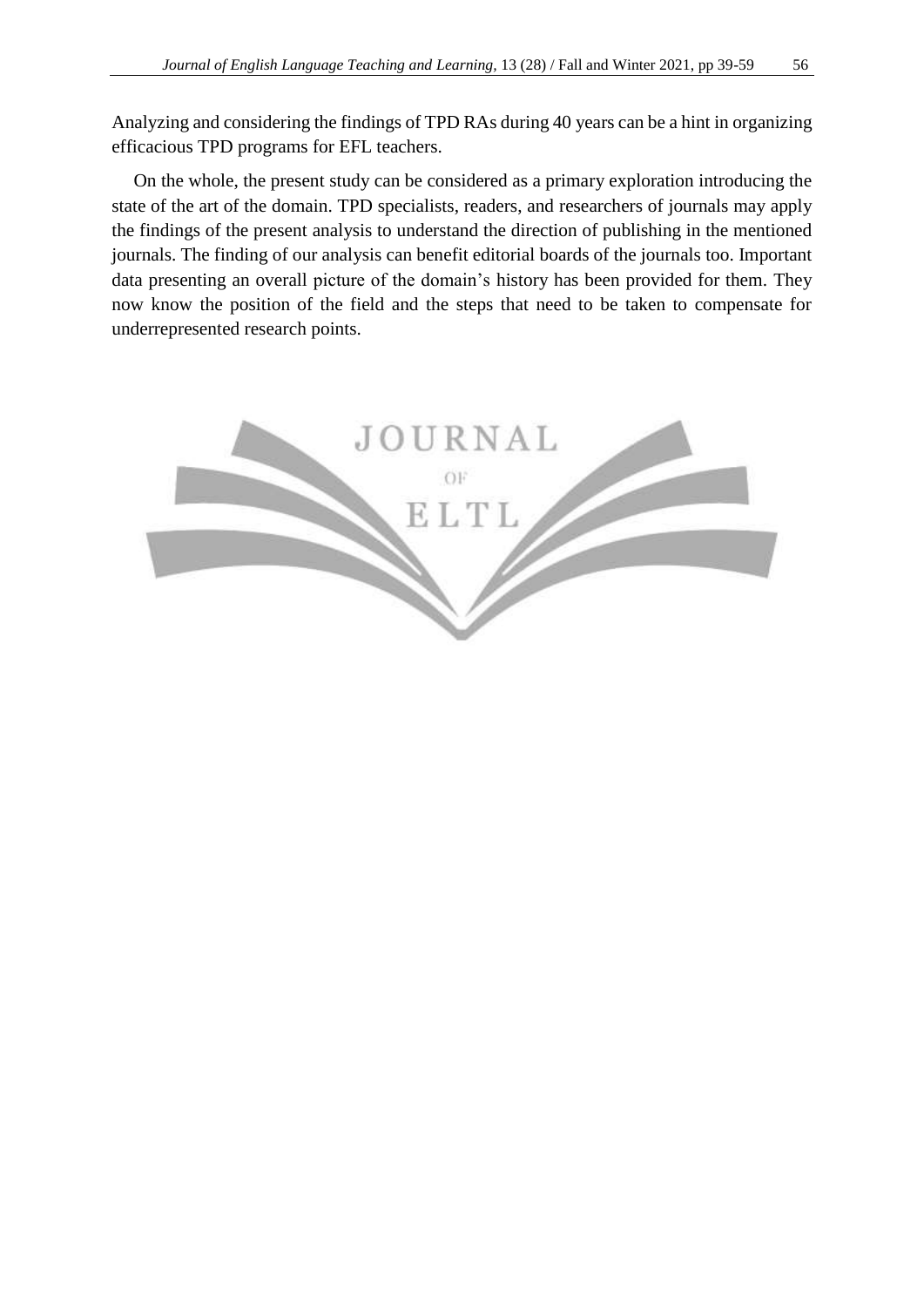Analyzing and considering the findings of TPD RAs during 40 years can be a hint in organizing efficacious TPD programs for EFL teachers.

On the whole, the present study can be considered as a primary exploration introducing the state of the art of the domain. TPD specialists, readers, and researchers of journals may apply the findings of the present analysis to understand the direction of publishing in the mentioned journals. The finding of our analysis can benefit editorial boards of the journals too. Important data presenting an overall picture of the domain's history has been provided for them. They now know the position of the field and the steps that need to be taken to compensate for underrepresented research points.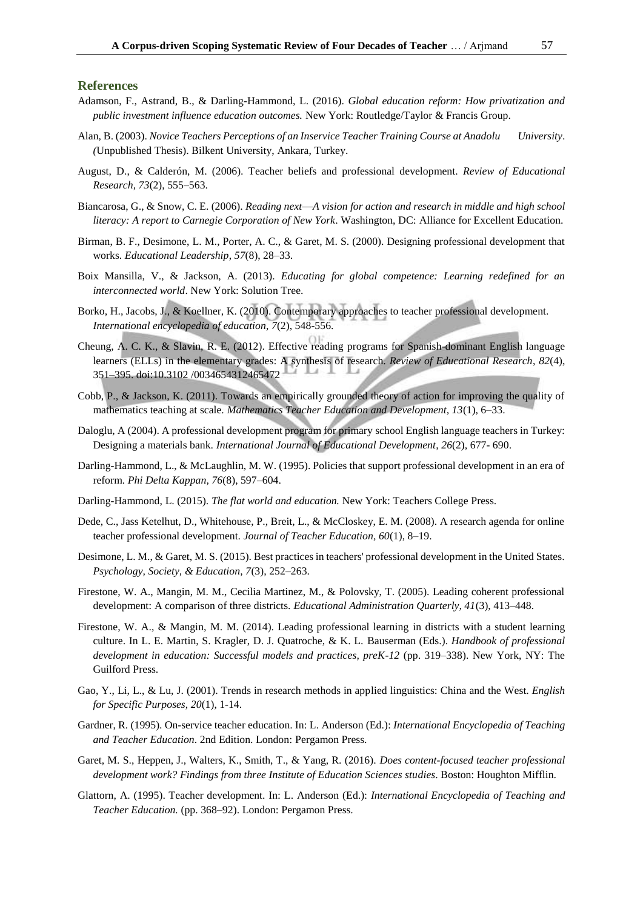## References

Adamson, F., Astrand, B., & Darling-Hammond, L. (2016). *Global education reform: How privatization and public investment influence education outcomes.* New York: Routledge/Taylor & Francis Group.

Alan, B. (2003). *Novice Teachers Perceptions of an Inservice Teacher Training Course at Anadolu University*. *(*Unpublished Thesis). Bilkent University, Ankara, Turkey.

August, D., & Calderón, M. (2006). Teacher beliefs and professional development. *Review of Educational Research, 73*(2), 555–563.

Biancarosa, G., & Snow, C. E. (2006). *Reading next—A vision for action and research in middle and high school literacy: A report to Carnegie Corporation of New York*. Washington, DC: Alliance for Excellent Education.

Birman, B. F., Desimone, L. M., Porter, A. C., & Garet, M. S. (2000). Designing professional development that works. *Educational Leadership, 57*(8), 28–33.

Boix Mansilla, V., & Jackson, A. (2013). *Educating for global competence: Learning redefined for an interconnected world*. New York: Solution Tree.

Borko, H., Jacobs, J., & Koellner, K. (2010). Contemporary approaches to teacher professional development. *International encyclopedia of education*, *7*(2), 548-556.

Cheung, A. C. K., & Slavin, R. E. (2012). Effective reading programs for Spanish-dominant English language learners (ELLs) in the elementary grades: A synthesis of research. *Review of Educational Research*, *82*(4), 351–395. doi:10.3102 /0034654312465472

Cobb, P., & Jackson, K. (2011). Towards an empirically grounded theory of action for improving the quality of mathematics teaching at scale. *Mathematics Teacher Education and Development, 13*(1), 6–33.

Daloglu, A (2004). A professional development program for primary school English language teachers in Turkey: Designing a materials bank. *International Journal of Educational Development, 26*(2), 677- 690.

Darling-Hammond, L., & McLaughlin, M. W. (1995). Policies that support professional development in an era of reform. *Phi Delta Kappan, 76*(8), 597–604.

Darling-Hammond, L. (2015). *The flat world and education.* New York: Teachers College Press.

Dede, C., Jass Ketelhut, D., Whitehouse, P., Breit, L., & McCloskey, E. M. (2008). A research agenda for online teacher professional development. *Journal of Teacher Education, 60*(1), 8–19.

Desimone, L. M., & Garet, M. S. (2015). Best practices in teachers' professional development in the United States. *Psychology, Society, & Education, 7*(3), 252–263.

Firestone, W. A., Mangin, M. M., Cecilia Martinez, M., & Polovsky, T. (2005). Leading coherent professional development: A comparison of three districts. *Educational Administration Quarterly, 41*(3), 413–448.

Firestone, W. A., & Mangin, M. M. (2014). Leading professional learning in districts with a student learning culture. In L. E. Martin, S. Kragler, D. J. Quatroche, & K. L. Bauserman (Eds.). *Handbook of professional development in education: Successful models and practices, preK-12* (pp. 319–338). New York, NY: The Guilford Press.

Gao, Y., Li, L., & Lu, J. (2001). Trends in research methods in applied linguistics: China and the West. *English for Specific Purposes*, *20*(1), 1-14.

Gardner, R. (1995). On-service teacher education. In: L. Anderson (Ed.): *International Encyclopedia of Teaching and Teacher Education*. 2nd Edition. London: Pergamon Press.

Garet, M. S., Heppen, J., Walters, K., Smith, T., & Yang, R. (2016). *Does content-focused teacher professional development work? Findings from three Institute of Education Sciences studies*. Boston: Houghton Mifflin.

Glattorn, A. (1995). Teacher development. In: L. Anderson (Ed.): *International Encyclopedia of Teaching and Teacher Education.* (pp. 368–92). London: Pergamon Press.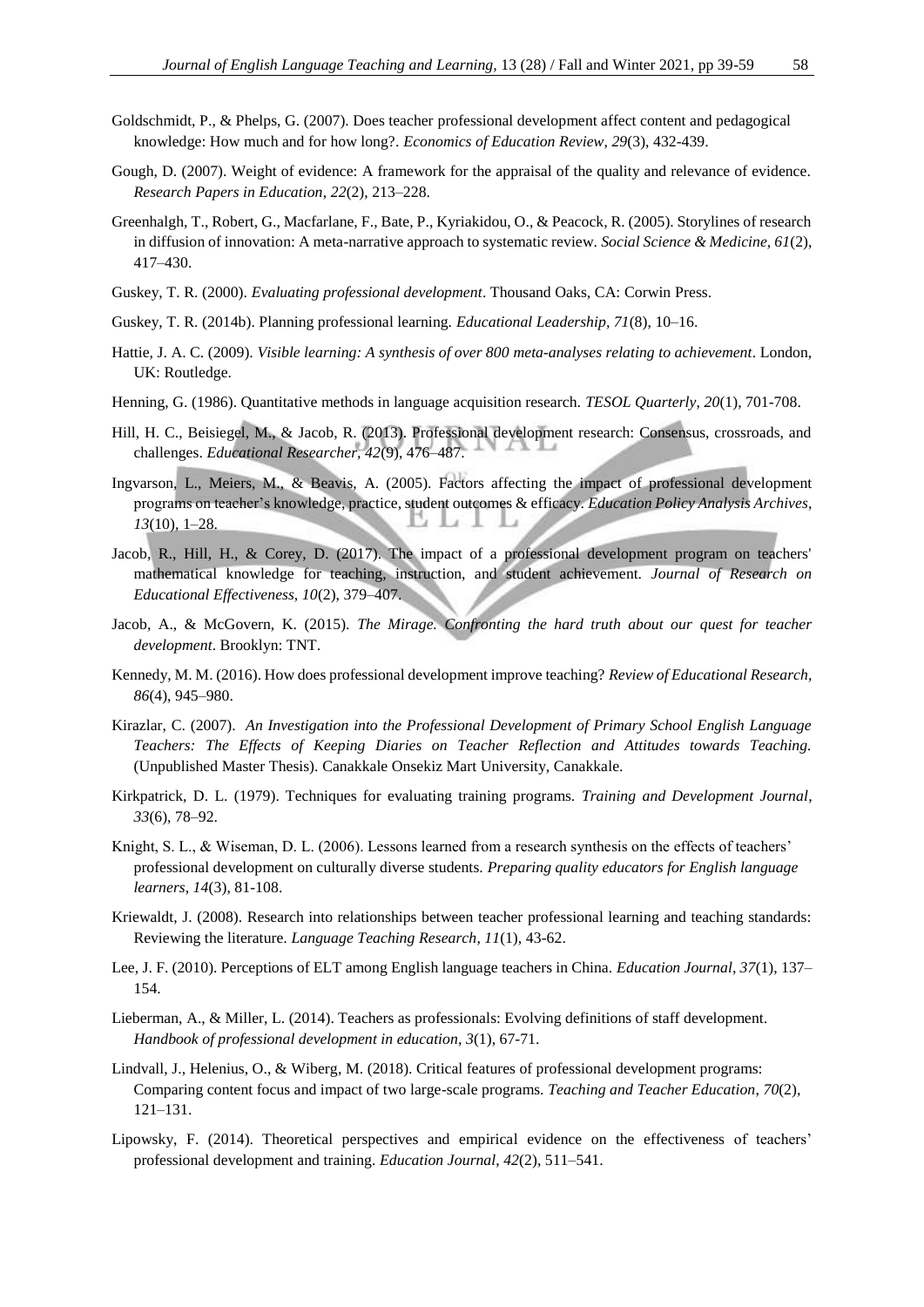Goldschmidt, P., & Phelps, G. (2007). Does teacher professional development affect content and pedagogical knowledge: How much and for how long?. *Economics of Education Review*, *29*(3), 432-439.

Gough, D. (2007). Weight of evidence: A framework for the appraisal of the quality and relevance of evidence. *Research Papers in Education*, *22*(2), 213–228.

Greenhalgh, T., Robert, G., Macfarlane, F., Bate, P., Kyriakidou, O., & Peacock, R. (2005). Storylines of research in diffusion of innovation: A meta-narrative approach to systematic review. *Social Science & Medicine*, *61*(2), 417–430.

Guskey, T. R. (2000). *Evaluating professional development*. Thousand Oaks, CA: Corwin Press.

Guskey, T. R. (2014b). Planning professional learning. *Educational Leadership*, *71*(8), 10–16.

Hattie, J. A. C. (2009). *Visible learning: A synthesis of over 800 meta-analyses relating to achievement*. London, UK: Routledge.

Henning, G. (1986). Quantitative methods in language acquisition research. *TESOL Quarterly*, *20*(1), 701-708.

Hill, H. C., Beisiegel, M., & Jacob, R. (2013). Professional development research: Consensus, crossroads, and challenges. *Educational Researcher*, *42*(9), 476–487.

Ingvarson, L., Meiers, M., & Beavis, A. (2005). Factors affecting the impact of professional development programs on teacher's knowledge, practice, student outcomes & efficacy. *Education Policy Analysis Archives*, *13*(10), 1–28.

Jacob, R., Hill, H., & Corey, D. (2017). The impact of a professional development program on teachers' mathematical knowledge for teaching, instruction, and student achievement. *Journal of Research on Educational Effectiveness, 10*(2), 379–407.

Jacob, A., & McGovern, K. (2015). *The Mirage. Confronting the hard truth about our quest for teacher development*. Brooklyn: TNT.

Kennedy, M. M. (2016). How does professional development improve teaching? *Review of Educational Research*, *86*(4), 945–980.

Kirazlar, C. (2007). *An Investigation into the Professional Development of Primary School English Language Teachers: The Effects of Keeping Diaries on Teacher Reflection and Attitudes towards Teaching.* (Unpublished Master Thesis). Canakkale Onsekiz Mart University, Canakkale.

Kirkpatrick, D. L. (1979). Techniques for evaluating training programs. *Training and Development Journal*, *33*(6), 78–92.

Knight, S. L., & Wiseman, D. L. (2006). Lessons learned from a research synthesis on the effects of teachers' professional development on culturally diverse students. *Preparing quality educators for English language learners, 14*(3), 81-108.

Kriewaldt, J. (2008). Research into relationships between teacher professional learning and teaching standards: Reviewing the literature. *Language Teaching Research, 11*(1), 43-62.

Lee, J. F. (2010). Perceptions of ELT among English language teachers in China. *Education Journal, 37*(1), 137–154.

Lieberman, A., & Miller, L. (2014). Teachers as professionals: Evolving definitions of staff development. *Handbook of professional development in education*, *3*(1), 67-71.

Lindvall, J., Helenius, O., & Wiberg, M. (2018). Critical features of professional development programs: Comparing content focus and impact of two large-scale programs. *Teaching and Teacher Education*, *70*(2), 121–131.

Lipowsky, F. (2014). Theoretical perspectives and empirical evidence on the effectiveness of teachers' professional development and training. *Education Journal*, *42*(2), 511–541.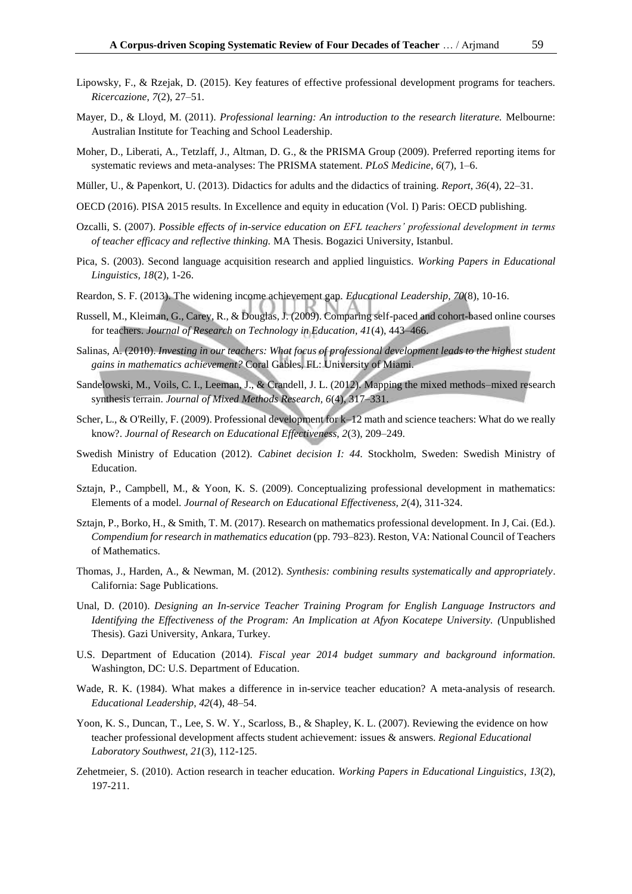Lipowsky, F., & Rzejak, D. (2015). Key features of effective professional development programs for teachers. *Ricercazione, 7*(2), 27–51.

Mayer, D., & Lloyd, M. (2011). *Professional learning: An introduction to the research literature.* Melbourne: Australian Institute for Teaching and School Leadership.

Moher, D., Liberati, A., Tetzlaff, J., Altman, D. G., & the PRISMA Group (2009). Preferred reporting items for systematic reviews and meta-analyses: The PRISMA statement. *PLoS Medicine, 6*(7), 1–6.

Müller, U., & Papenkort, U. (2013). Didactics for adults and the didactics of training. *Report, 36*(4), 22–31.

OECD (2016). PISA 2015 results. In Excellence and equity in education (Vol. I) Paris: OECD publishing.

Ozcalli, S. (2007). *Possible effects of in-service education on EFL teachers' professional development in terms of teacher efficacy and reflective thinking.* MA Thesis. Bogazici University, Istanbul.

Pica, S. (2003). Second language acquisition research and applied linguistics. *Working Papers in Educational Linguistics, 18*(2), 1-26.

Reardon, S. F. (2013). The widening income achievement gap. *Educational Leadership, 70*(8), 10-16.

Russell, M., Kleiman, G., Carey, R., & Douglas, J. (2009). Comparing self-paced and cohort-based online courses for teachers. *Journal of Research on Technology in Education, 41*(4), 443–466.

Salinas, A. (2010). *Investing in our teachers: What focus of professional development leads to the highest student gains in mathematics achievement?* Coral Gables, FL: University of Miami.

Sandelowski, M., Voils, C. I., Leeman, J., & Crandell, J. L. (2012). Mapping the mixed methods–mixed research synthesis terrain. *Journal of Mixed Methods Research, 6*(4), 317–331.

Scher, L., & O'Reilly, F. (2009). Professional development for k–12 math and science teachers: What do we really know?. *Journal of Research on Educational Effectiveness, 2*(3), 209–249.

Swedish Ministry of Education (2012). *Cabinet decision I: 44.* Stockholm, Sweden: Swedish Ministry of Education.

Sztajn, P., Campbell, M., & Yoon, K. S. (2009). Conceptualizing professional development in mathematics: Elements of a model. *Journal of Research on Educational Effectiveness, 2*(4), 311-324.

Sztajn, P., Borko, H., & Smith, T. M. (2017). Research on mathematics professional development. In J, Cai. (Ed.). *Compendium for research in mathematics education* (pp. 793–823). Reston, VA: National Council of Teachers of Mathematics.

Thomas, J., Harden, A., & Newman, M. (2012). *Synthesis: combining results systematically and appropriately*. California: Sage Publications.

Unal, D. (2010). *Designing an In-service Teacher Training Program for English Language Instructors and Identifying the Effectiveness of the Program: An Implication at Afyon Kocatepe University.* (Unpublished Thesis). Gazi University, Ankara, Turkey.

U.S. Department of Education (2014). *Fiscal year 2014 budget summary and background information.* Washington, DC: U.S. Department of Education.

Wade, R. K. (1984). What makes a difference in in-service teacher education? A meta-analysis of research. *Educational Leadership, 42*(4), 48–54.

Yoon, K. S., Duncan, T., Lee, S. W. Y., Scarloss, B., & Shapley, K. L. (2007). Reviewing the evidence on how teacher professional development affects student achievement: issues & answers. *Regional Educational Laboratory Southwest, 21*(3), 112-125.

Zehetmeier, S. (2010). Action research in teacher education. *Working Papers in Educational Linguistics, 13*(2), 197-211.